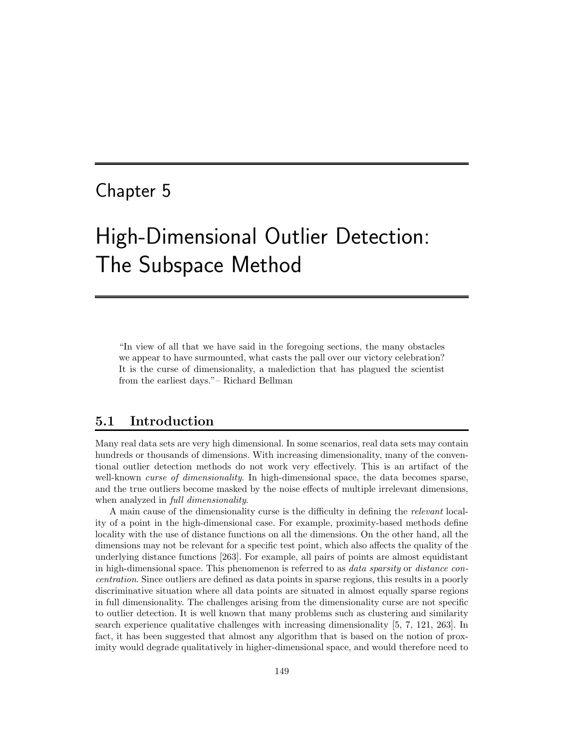# Chapter 5

# High-Dimensional Outlier Detection: The Subspace Method

"In view of all that we have said in the foregoing sections, the many obstacles we appear to have surmounted, what casts the pall over our victory celebration? It is the curse of dimensionality, a malediction that has plagued the scientist from the earliest days."– Richard Bellman

## 5.1 Introduction

Many real data sets are very high dimensional. In some scenarios, real data sets may contain hundreds or thousands of dimensions. With increasing dimensionality, many of the conventional outlier detection methods do not work very effectively. This is an artifact of the well-known *curse of dimensionality*. In high-dimensional space, the data becomes sparse, and the true outliers become masked by the noise effects of multiple irrelevant dimensions, when analyzed in *full dimensionality*.

A main cause of the dimensionality curse is the difficulty in defining the *relevant* locality of a point in the high-dimensional case. For example, proximity-based methods define locality with the use of distance functions on all the dimensions. On the other hand, all the dimensions may not be relevant for a specific test point, which also affects the quality of the underlying distance functions [263]. For example, all pairs of points are almost equidistant in high-dimensional space. This phenomenon is referred to as *data sparsity* or *distance concentration*. Since outliers are defined as data points in sparse regions, this results in a poorly discriminative situation where all data points are situated in almost equally sparse regions in full dimensionality. The challenges arising from the dimensionality curse are not specific to outlier detection. It is well known that many problems such as clustering and similarity search experience qualitative challenges with increasing dimensionality [5, 7, 121, 263]. In fact, it has been suggested that almost any algorithm that is based on the notion of proximity would degrade qualitatively in higher-dimensional space, and would therefore need to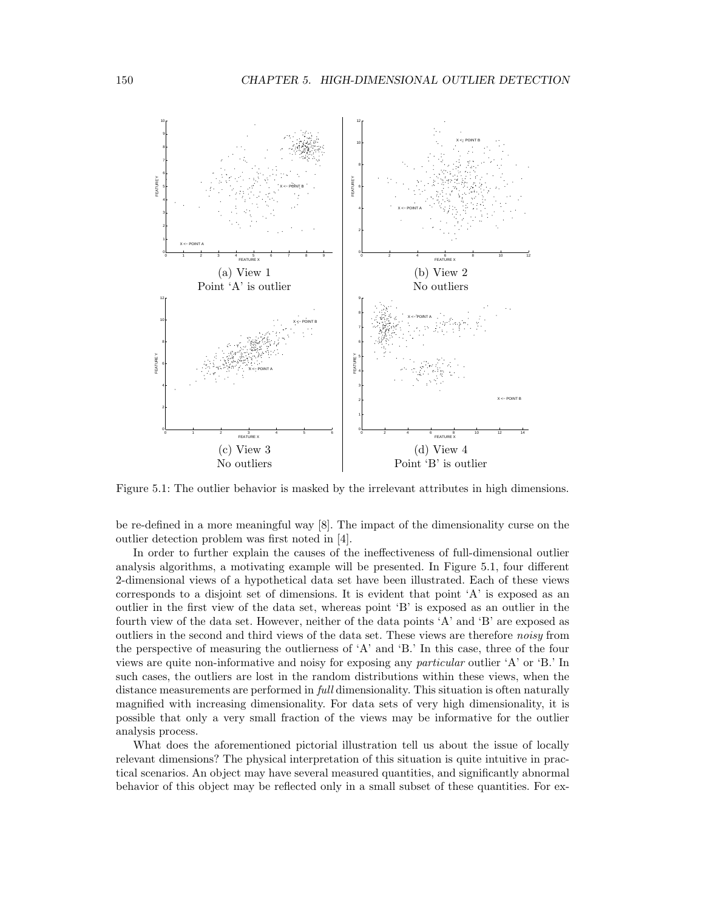FEATURE Y
FEATURE X
X <- POINT A
X <- POINT B

(a) View 1
Point 'A' is outlier

FEATURE Y
FEATURE X
X <- POINT B
X <- POINT A

(b) View 2
No outliers

FEATURE Y
FEATURE X
X <- POINT B
X <- POINT A

(c) View 3
No outliers

FEATURE Y
FEATURE X
X <- POINT A
X <- POINT B

(d) View 4
Point 'B' is outlier

Figure 5.1: The outlier behavior is masked by the irrelevant attributes in high dimensions.

be re-defined in a more meaningful way [8]. The impact of the dimensionality curse on the outlier detection problem was first noted in [4].

In order to further explain the causes of the ineffectiveness of full-dimensional outlier analysis algorithms, a motivating example will be presented. In Figure 5.1, four different 2-dimensional views of a hypothetical data set have been illustrated. Each of these views corresponds to a disjoint set of dimensions. It is evident that point 'A' is exposed as an outlier in the first view of the data set, whereas point 'B' is exposed as an outlier in the fourth view of the data set. However, neither of the data points 'A' and 'B' are exposed as outliers in the second and third views of the data set. These views are therefore *noisy* from the perspective of measuring the outlierness of 'A' and 'B.' In this case, three of the four views are quite non-informative and noisy for exposing any *particular* outlier 'A' or 'B.' In such cases, the outliers are lost in the random distributions within these views, when the distance measurements are performed in *full* dimensionality. This situation is often naturally magnified with increasing dimensionality. For data sets of very high dimensionality, it is possible that only a very small fraction of the views may be informative for the outlier analysis process.

What does the aforementioned pictorial illustration tell us about the issue of locally relevant dimensions? The physical interpretation of this situation is quite intuitive in practical scenarios. An object may have several measured quantities, and significantly abnormal behavior of this object may be reflected only in a small subset of these quantities. For ex-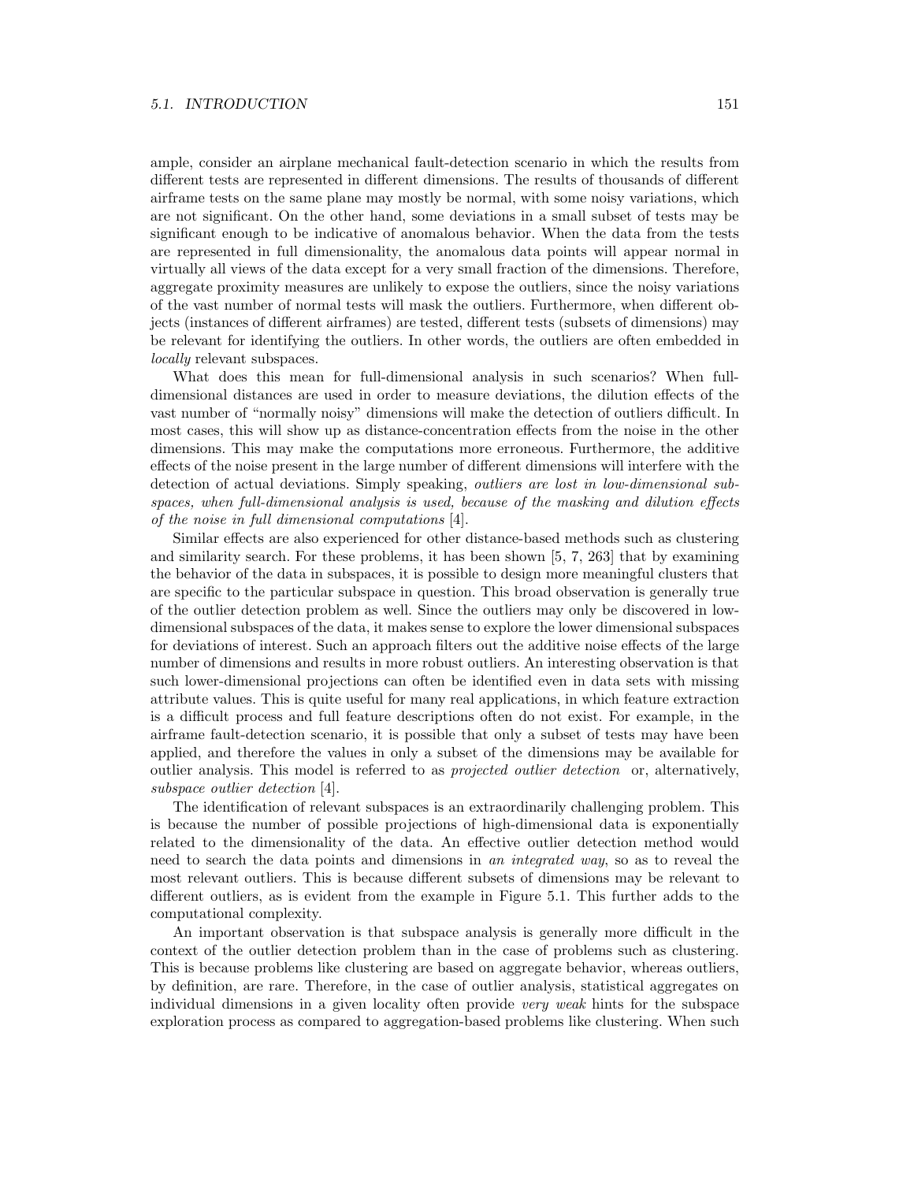ample, consider an airplane mechanical fault-detection scenario in which the results from different tests are represented in different dimensions. The results of thousands of different airframe tests on the same plane may mostly be normal, with some noisy variations, which are not significant. On the other hand, some deviations in a small subset of tests may be significant enough to be indicative of anomalous behavior. When the data from the tests are represented in full dimensionality, the anomalous data points will appear normal in virtually all views of the data except for a very small fraction of the dimensions. Therefore, aggregate proximity measures are unlikely to expose the outliers, since the noisy variations of the vast number of normal tests will mask the outliers. Furthermore, when different objects (instances of different airframes) are tested, different tests (subsets of dimensions) may be relevant for identifying the outliers. In other words, the outliers are often embedded in *locally* relevant subspaces.

What does this mean for full-dimensional analysis in such scenarios? When full-dimensional distances are used in order to measure deviations, the dilution effects of the vast number of "normally noisy" dimensions will make the detection of outliers difficult. In most cases, this will show up as distance-concentration effects from the noise in the other dimensions. This may make the computations more erroneous. Furthermore, the additive effects of the noise present in the large number of different dimensions will interfere with the detection of actual deviations. Simply speaking, *outliers are lost in low-dimensional subspaces, when full-dimensional analysis is used, because of the masking and dilution effects of the noise in full dimensional computations* [4].

Similar effects are also experienced for other distance-based methods such as clustering and similarity search. For these problems, it has been shown [5, 7, 263] that by examining the behavior of the data in subspaces, it is possible to design more meaningful clusters that are specific to the particular subspace in question. This broad observation is generally true of the outlier detection problem as well. Since the outliers may only be discovered in low-dimensional subspaces of the data, it makes sense to explore the lower dimensional subspaces for deviations of interest. Such an approach filters out the additive noise effects of the large number of dimensions and results in more robust outliers. An interesting observation is that such lower-dimensional projections can often be identified even in data sets with missing attribute values. This is quite useful for many real applications, in which feature extraction is a difficult process and full feature descriptions often do not exist. For example, in the airframe fault-detection scenario, it is possible that only a subset of tests may have been applied, and therefore the values in only a subset of the dimensions may be available for outlier analysis. This model is referred to as *projected outlier detection* or, alternatively, *subspace outlier detection* [4].

The identification of relevant subspaces is an extraordinarily challenging problem. This is because the number of possible projections of high-dimensional data is exponentially related to the dimensionality of the data. An effective outlier detection method would need to search the data points and dimensions in *an integrated way*, so as to reveal the most relevant outliers. This is because different subsets of dimensions may be relevant to different outliers, as is evident from the example in Figure 5.1. This further adds to the computational complexity.

An important observation is that subspace analysis is generally more difficult in the context of the outlier detection problem than in the case of problems such as clustering. This is because problems like clustering are based on aggregate behavior, whereas outliers, by definition, are rare. Therefore, in the case of outlier analysis, statistical aggregates on individual dimensions in a given locality often provide *very weak* hints for the subspace exploration process as compared to aggregation-based problems like clustering. When such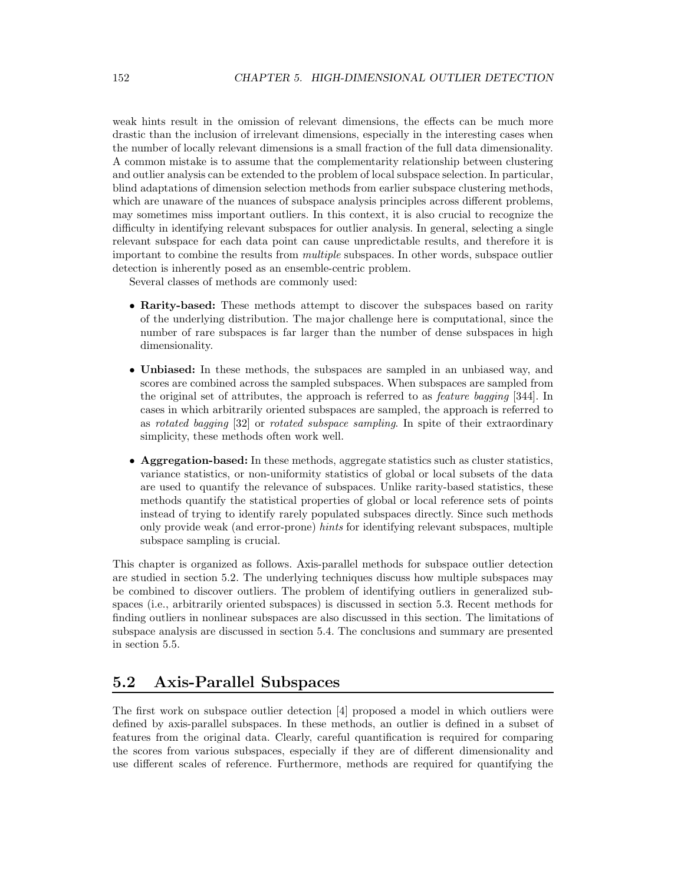weak hints result in the omission of relevant dimensions, the effects can be much more drastic than the inclusion of irrelevant dimensions, especially in the interesting cases when the number of locally relevant dimensions is a small fraction of the full data dimensionality. A common mistake is to assume that the complementarity relationship between clustering and outlier analysis can be extended to the problem of local subspace selection. In particular, blind adaptations of dimension selection methods from earlier subspace clustering methods, which are unaware of the nuances of subspace analysis principles across different problems, may sometimes miss important outliers. In this context, it is also crucial to recognize the difficulty in identifying relevant subspaces for outlier analysis. In general, selecting a single relevant subspace for each data point can cause unpredictable results, and therefore it is important to combine the results from *multiple* subspaces. In other words, subspace outlier detection is inherently posed as an ensemble-centric problem.

Several classes of methods are commonly used:

- **Rarity-based:** These methods attempt to discover the subspaces based on rarity of the underlying distribution. The major challenge here is computational, since the number of rare subspaces is far larger than the number of dense subspaces in high dimensionality.

- **Unbiased:** In these methods, the subspaces are sampled in an unbiased way, and scores are combined across the sampled subspaces. When subspaces are sampled from the original set of attributes, the approach is referred to as *feature bagging* [344]. In cases in which arbitrarily oriented subspaces are sampled, the approach is referred to as *rotated bagging* [32] or *rotated subspace sampling*. In spite of their extraordinary simplicity, these methods often work well.

- **Aggregation-based:** In these methods, aggregate statistics such as cluster statistics, variance statistics, or non-uniformity statistics of global or local subsets of the data are used to quantify the relevance of subspaces. Unlike rarity-based statistics, these methods quantify the statistical properties of global or local reference sets of points instead of trying to identify rarely populated subspaces directly. Since such methods only provide weak (and error-prone) *hints* for identifying relevant subspaces, multiple subspace sampling is crucial.

This chapter is organized as follows. Axis-parallel methods for subspace outlier detection are studied in section 5.2. The underlying techniques discuss how multiple subspaces may be combined to discover outliers. The problem of identifying outliers in generalized subspaces (i.e., arbitrarily oriented subspaces) is discussed in section 5.3. Recent methods for finding outliers in nonlinear subspaces are also discussed in this section. The limitations of subspace analysis are discussed in section 5.4. The conclusions and summary are presented in section 5.5.

## 5.2 Axis-Parallel Subspaces

The first work on subspace outlier detection [4] proposed a model in which outliers were defined by axis-parallel subspaces. In these methods, an outlier is defined in a subset of features from the original data. Clearly, careful quantification is required for comparing the scores from various subspaces, especially if they are of different dimensionality and use different scales of reference. Furthermore, methods are required for quantifying the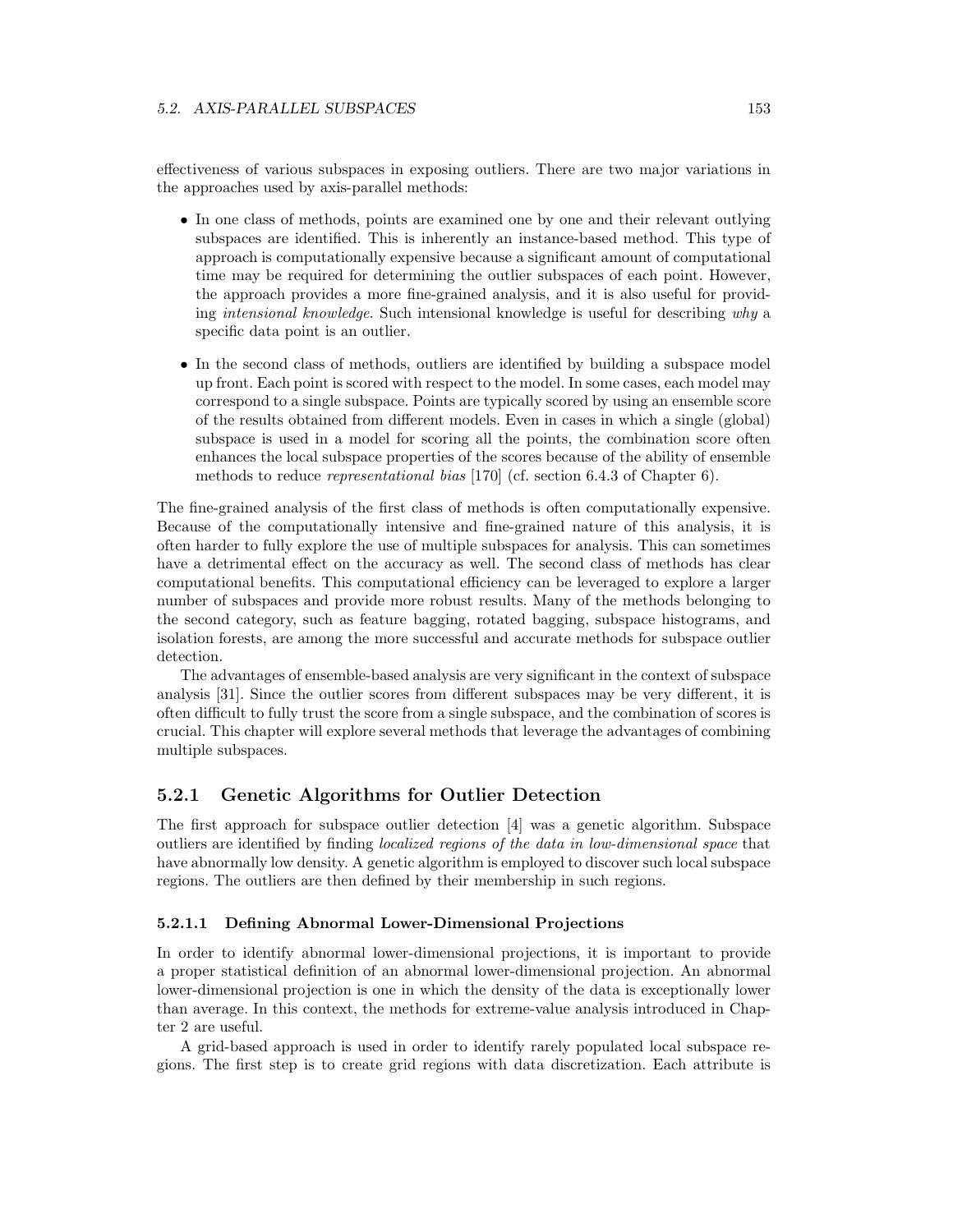effectiveness of various subspaces in exposing outliers. There are two major variations in the approaches used by axis-parallel methods:

- In one class of methods, points are examined one by one and their relevant outlying subspaces are identified. This is inherently an instance-based method. This type of approach is computationally expensive because a significant amount of computational time may be required for determining the outlier subspaces of each point. However, the approach provides a more fine-grained analysis, and it is also useful for providing *intensional knowledge*. Such intensional knowledge is useful for describing *why* a specific data point is an outlier.

- In the second class of methods, outliers are identified by building a subspace model up front. Each point is scored with respect to the model. In some cases, each model may correspond to a single subspace. Points are typically scored by using an ensemble score of the results obtained from different models. Even in cases in which a single (global) subspace is used in a model for scoring all the points, the combination score often enhances the local subspace properties of the scores because of the ability of ensemble methods to reduce *representational bias* [170] (cf. section 6.4.3 of Chapter 6).

The fine-grained analysis of the first class of methods is often computationally expensive. Because of the computationally intensive and fine-grained nature of this analysis, it is often harder to fully explore the use of multiple subspaces for analysis. This can sometimes have a detrimental effect on the accuracy as well. The second class of methods has clear computational benefits. This computational efficiency can be leveraged to explore a larger number of subspaces and provide more robust results. Many of the methods belonging to the second category, such as feature bagging, rotated bagging, subspace histograms, and isolation forests, are among the more successful and accurate methods for subspace outlier detection.

The advantages of ensemble-based analysis are very significant in the context of subspace analysis [31]. Since the outlier scores from different subspaces may be very different, it is often difficult to fully trust the score from a single subspace, and the combination of scores is crucial. This chapter will explore several methods that leverage the advantages of combining multiple subspaces.

### 5.2.1 Genetic Algorithms for Outlier Detection

The first approach for subspace outlier detection [4] was a genetic algorithm. Subspace outliers are identified by finding *localized regions of the data in low-dimensional space* that have abnormally low density. A genetic algorithm is employed to discover such local subspace regions. The outliers are then defined by their membership in such regions.

#### 5.2.1.1 Defining Abnormal Lower-Dimensional Projections

In order to identify abnormal lower-dimensional projections, it is important to provide a proper statistical definition of an abnormal lower-dimensional projection. An abnormal lower-dimensional projection is one in which the density of the data is exceptionally lower than average. In this context, the methods for extreme-value analysis introduced in Chapter 2 are useful.

A grid-based approach is used in order to identify rarely populated local subspace regions. The first step is to create grid regions with data discretization. Each attribute is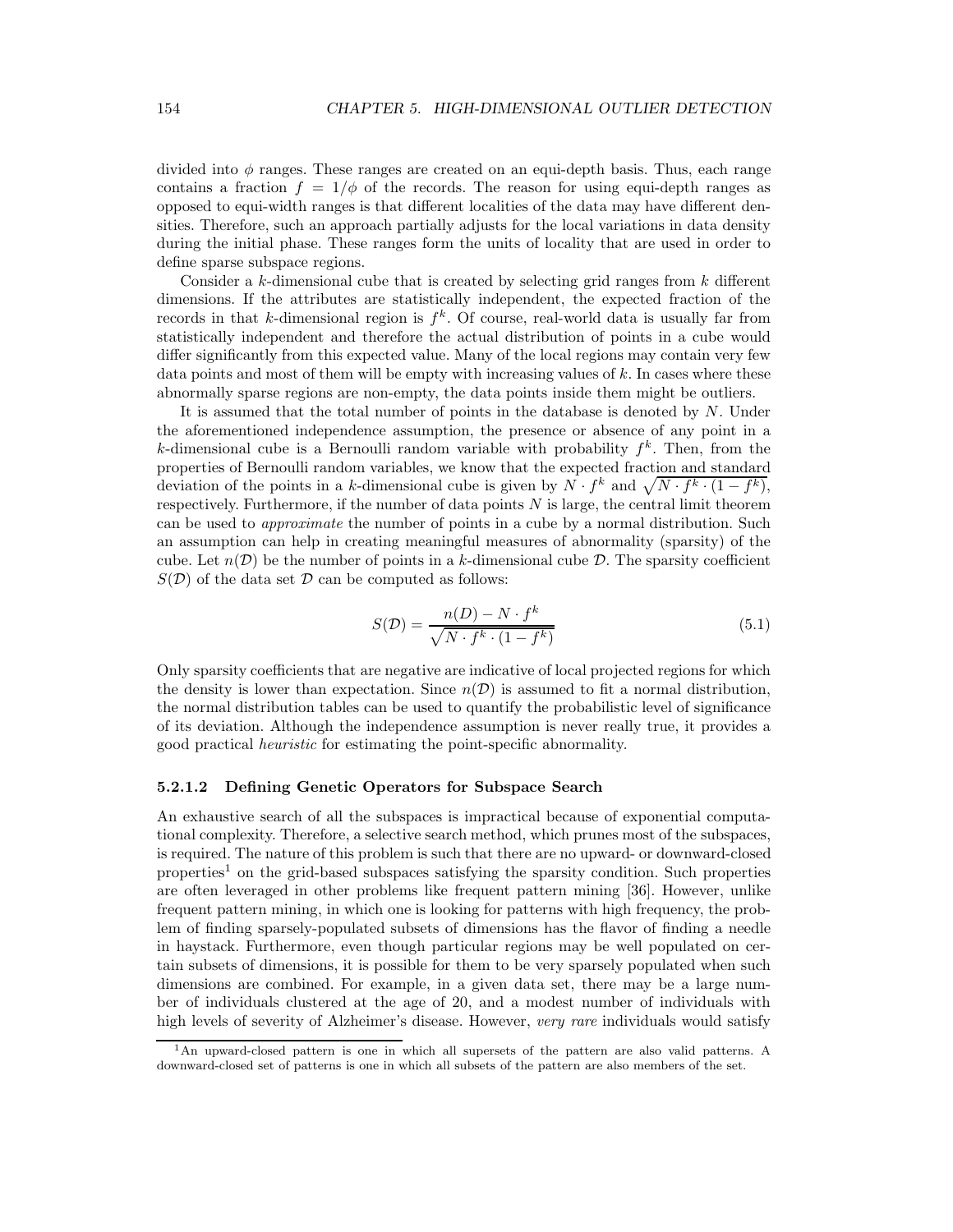divided into $\phi$ ranges. These ranges are created on an equi-depth basis. Thus, each range contains a fraction $f = 1/\phi$ of the records. The reason for using equi-depth ranges as opposed to equi-width ranges is that different localities of the data may have different densities. Therefore, such an approach partially adjusts for the local variations in data density during the initial phase. These ranges form the units of locality that are used in order to define sparse subspace regions.

Consider a $k$-dimensional cube that is created by selecting grid ranges from $k$ different dimensions. If the attributes are statistically independent, the expected fraction of the records in that $k$-dimensional region is $f^k$. Of course, real-world data is usually far from statistically independent and therefore the actual distribution of points in a cube would differ significantly from this expected value. Many of the local regions may contain very few data points and most of them will be empty with increasing values of $k$. In cases where these abnormally sparse regions are non-empty, the data points inside them might be outliers.

It is assumed that the total number of points in the database is denoted by $N$. Under the aforementioned independence assumption, the presence or absence of any point in a $k$-dimensional cube is a Bernoulli random variable with probability $f^k$. Then, from the properties of Bernoulli random variables, we know that the expected fraction and standard deviation of the points in a $k$-dimensional cube is given by $N \cdot f^k$ and $\sqrt{N \cdot f^k \cdot (1 - f^k)}$, respectively. Furthermore, if the number of data points $N$ is large, the central limit theorem can be used to *approximate* the number of points in a cube by a normal distribution. Such an assumption can help in creating meaningful measures of abnormality (sparsity) of the cube. Let $n(\mathcal{D})$ be the number of points in a $k$-dimensional cube $\mathcal{D}$. The sparsity coefficient $S(\mathcal{D})$ of the data set $\mathcal{D}$ can be computed as follows:

$$S(\mathcal{D}) = \frac{n(D) - N \cdot f^k}{\sqrt{N \cdot f^k \cdot (1 - f^k)}} \tag{5.1}$$

Only sparsity coefficients that are negative are indicative of local projected regions for which the density is lower than expectation. Since $n(\mathcal{D})$ is assumed to fit a normal distribution, the normal distribution tables can be used to quantify the probabilistic level of significance of its deviation. Although the independence assumption is never really true, it provides a good practical *heuristic* for estimating the point-specific abnormality.

#### 5.2.1.2 Defining Genetic Operators for Subspace Search

An exhaustive search of all the subspaces is impractical because of exponential computational complexity. Therefore, a selective search method, which prunes most of the subspaces, is required. The nature of this problem is such that there are no upward- or downward-closed properties[1] on the grid-based subspaces satisfying the sparsity condition. Such properties are often leveraged in other problems like frequent pattern mining [36]. However, unlike frequent pattern mining, in which one is looking for patterns with high frequency, the problem of finding sparsely-populated subsets of dimensions has the flavor of finding a needle in haystack. Furthermore, even though particular regions may be well populated on certain subsets of dimensions, it is possible for them to be very sparsely populated when such dimensions are combined. For example, in a given data set, there may be a large number of individuals clustered at the age of 20, and a modest number of individuals with high levels of severity of Alzheimer's disease. However, *very rare* individuals would satisfy

[1] An upward-closed pattern is one in which all supersets of the pattern are also valid patterns. A downward-closed set of patterns is one in which all subsets of the pattern are also members of the set.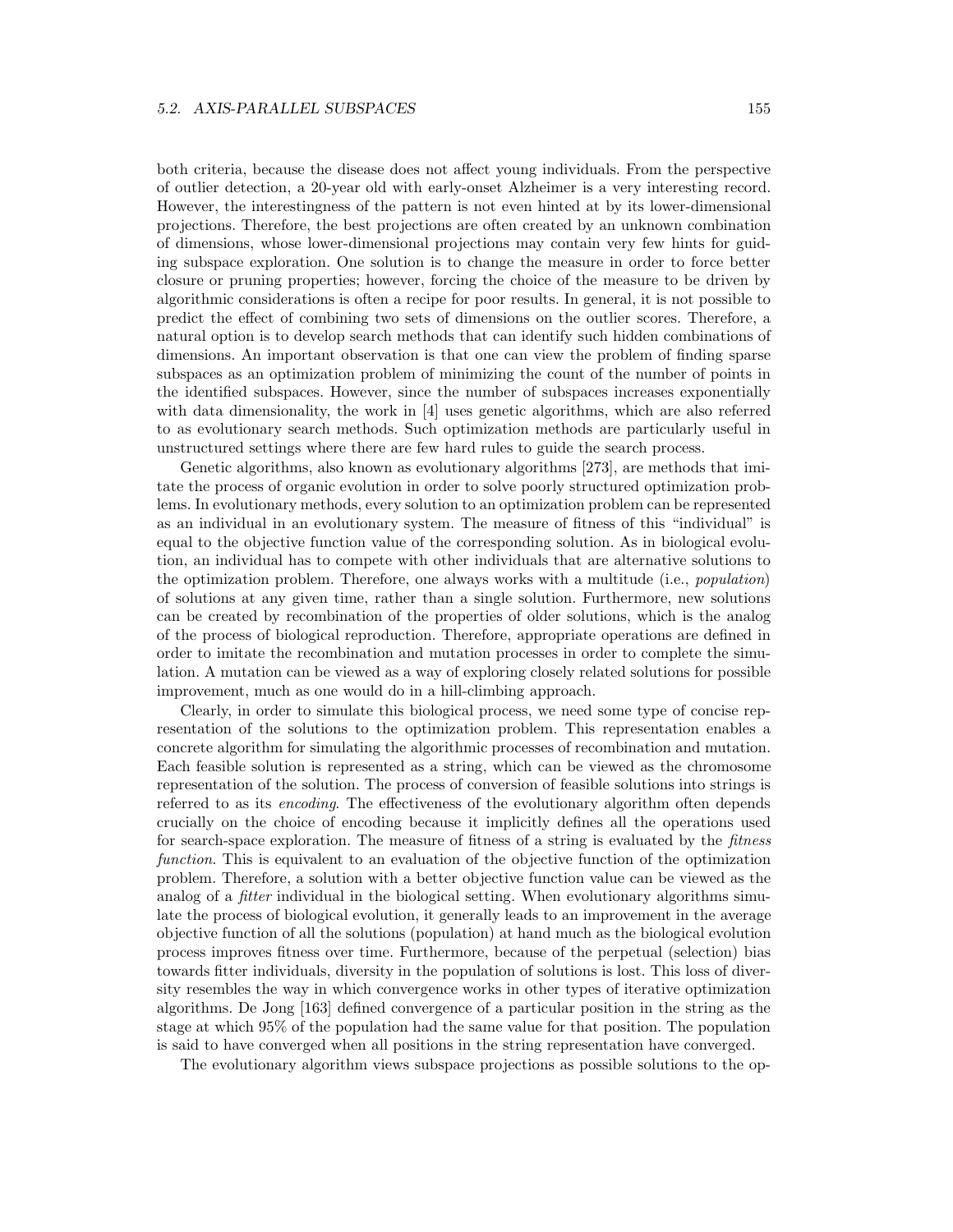both criteria, because the disease does not affect young individuals. From the perspective of outlier detection, a 20-year old with early-onset Alzheimer is a very interesting record. However, the interestingness of the pattern is not even hinted at by its lower-dimensional projections. Therefore, the best projections are often created by an unknown combination of dimensions, whose lower-dimensional projections may contain very few hints for guiding subspace exploration. One solution is to change the measure in order to force better closure or pruning properties; however, forcing the choice of the measure to be driven by algorithmic considerations is often a recipe for poor results. In general, it is not possible to predict the effect of combining two sets of dimensions on the outlier scores. Therefore, a natural option is to develop search methods that can identify such hidden combinations of dimensions. An important observation is that one can view the problem of finding sparse subspaces as an optimization problem of minimizing the count of the number of points in the identified subspaces. However, since the number of subspaces increases exponentially with data dimensionality, the work in [4] uses genetic algorithms, which are also referred to as evolutionary search methods. Such optimization methods are particularly useful in unstructured settings where there are few hard rules to guide the search process.

Genetic algorithms, also known as evolutionary algorithms [273], are methods that imitate the process of organic evolution in order to solve poorly structured optimization problems. In evolutionary methods, every solution to an optimization problem can be represented as an individual in an evolutionary system. The measure of fitness of this "individual" is equal to the objective function value of the corresponding solution. As in biological evolution, an individual has to compete with other individuals that are alternative solutions to the optimization problem. Therefore, one always works with a multitude (i.e., *population*) of solutions at any given time, rather than a single solution. Furthermore, new solutions can be created by recombination of the properties of older solutions, which is the analog of the process of biological reproduction. Therefore, appropriate operations are defined in order to imitate the recombination and mutation processes in order to complete the simulation. A mutation can be viewed as a way of exploring closely related solutions for possible improvement, much as one would do in a hill-climbing approach.

Clearly, in order to simulate this biological process, we need some type of concise representation of the solutions to the optimization problem. This representation enables a concrete algorithm for simulating the algorithmic processes of recombination and mutation. Each feasible solution is represented as a string, which can be viewed as the chromosome representation of the solution. The process of conversion of feasible solutions into strings is referred to as its *encoding*. The effectiveness of the evolutionary algorithm often depends crucially on the choice of encoding because it implicitly defines all the operations used for search-space exploration. The measure of fitness of a string is evaluated by the *fitness function*. This is equivalent to an evaluation of the objective function of the optimization problem. Therefore, a solution with a better objective function value can be viewed as the analog of a *fitter* individual in the biological setting. When evolutionary algorithms simulate the process of biological evolution, it generally leads to an improvement in the average objective function of all the solutions (population) at hand much as the biological evolution process improves fitness over time. Furthermore, because of the perpetual (selection) bias towards fitter individuals, diversity in the population of solutions is lost. This loss of diversity resembles the way in which convergence works in other types of iterative optimization algorithms. De Jong [163] defined convergence of a particular position in the string as the stage at which 95% of the population had the same value for that position. The population is said to have converged when all positions in the string representation have converged.

The evolutionary algorithm views subspace projections as possible solutions to the op-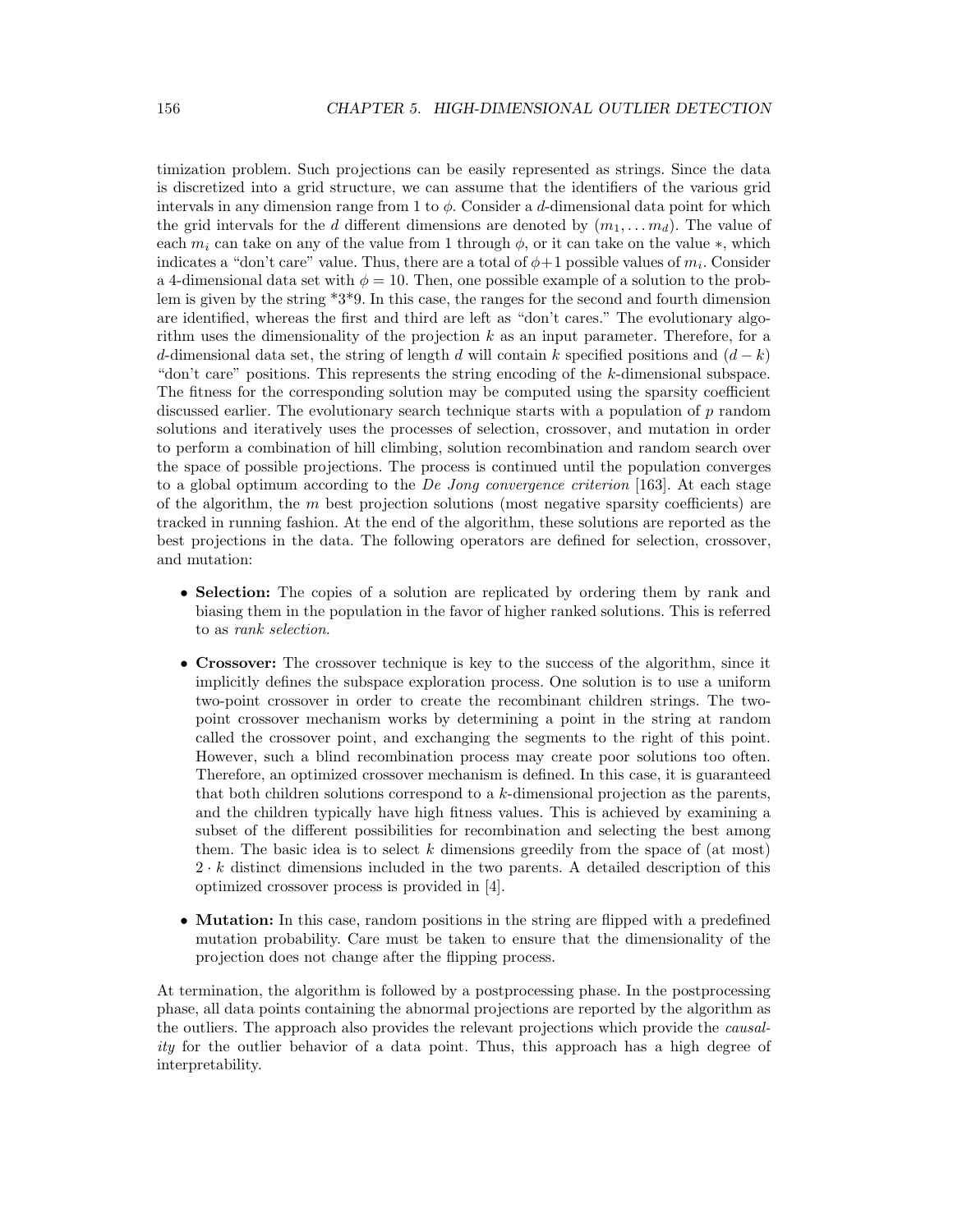timization problem. Such projections can be easily represented as strings. Since the data is discretized into a grid structure, we can assume that the identifiers of the various grid intervals in any dimension range from 1 to $\phi$. Consider a $d$-dimensional data point for which the grid intervals for the $d$ different dimensions are denoted by $(m_1, \dots m_d)$. The value of each $m_i$ can take on any of the value from 1 through $\phi$, or it can take on the value $*$, which indicates a "don't care" value. Thus, there are a total of $\phi+1$ possible values of $m_i$. Consider a 4-dimensional data set with $\phi = 10$. Then, one possible example of a solution to the problem is given by the string *3*9. In this case, the ranges for the second and fourth dimension are identified, whereas the first and third are left as "don't cares." The evolutionary algorithm uses the dimensionality of the projection $k$ as an input parameter. Therefore, for a $d$-dimensional data set, the string of length $d$ will contain $k$ specified positions and $(d-k)$ "don't care" positions. This represents the string encoding of the $k$-dimensional subspace. The fitness for the corresponding solution may be computed using the sparsity coefficient discussed earlier. The evolutionary search technique starts with a population of $p$ random solutions and iteratively uses the processes of selection, crossover, and mutation in order to perform a combination of hill climbing, solution recombination and random search over the space of possible projections. The process is continued until the population converges to a global optimum according to the *De Jong convergence criterion* [163]. At each stage of the algorithm, the $m$ best projection solutions (most negative sparsity coefficients) are tracked in running fashion. At the end of the algorithm, these solutions are reported as the best projections in the data. The following operators are defined for selection, crossover, and mutation:

- **Selection:** The copies of a solution are replicated by ordering them by rank and biasing them in the population in the favor of higher ranked solutions. This is referred to as *rank selection*.

- **Crossover:** The crossover technique is key to the success of the algorithm, since it implicitly defines the subspace exploration process. One solution is to use a uniform two-point crossover in order to create the recombinant children strings. The two-point crossover mechanism works by determining a point in the string at random called the crossover point, and exchanging the segments to the right of this point. However, such a blind recombination process may create poor solutions too often. Therefore, an optimized crossover mechanism is defined. In this case, it is guaranteed that both children solutions correspond to a $k$-dimensional projection as the parents, and the children typically have high fitness values. This is achieved by examining a subset of the different possibilities for recombination and selecting the best among them. The basic idea is to select $k$ dimensions greedily from the space of (at most) $2 \cdot k$ distinct dimensions included in the two parents. A detailed description of this optimized crossover process is provided in [4].

- **Mutation:** In this case, random positions in the string are flipped with a predefined mutation probability. Care must be taken to ensure that the dimensionality of the projection does not change after the flipping process.

At termination, the algorithm is followed by a postprocessing phase. In the postprocessing phase, all data points containing the abnormal projections are reported by the algorithm as the outliers. The approach also provides the relevant projections which provide the *causality* for the outlier behavior of a data point. Thus, this approach has a high degree of interpretability.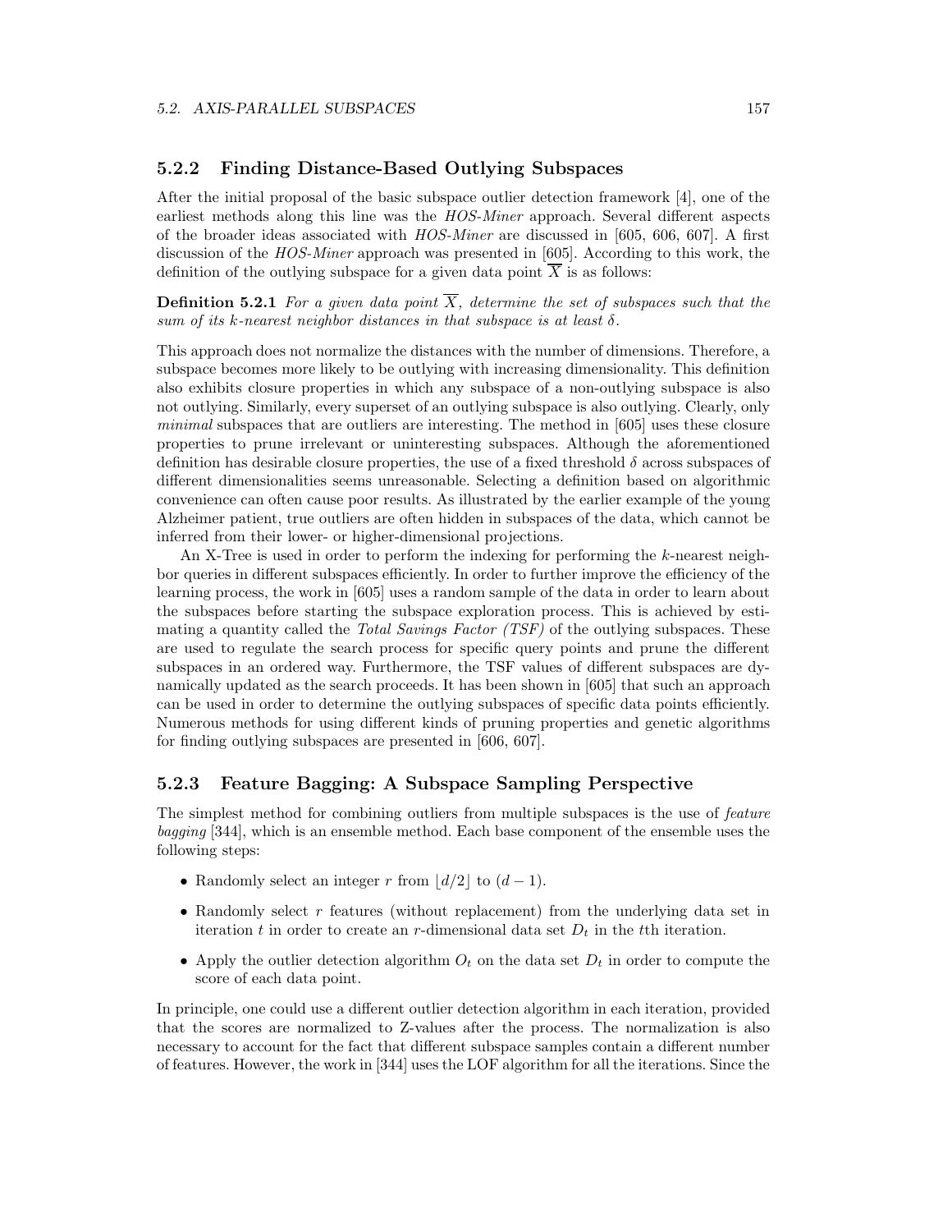### 5.2.2 Finding Distance-Based Outlying Subspaces

After the initial proposal of the basic subspace outlier detection framework [4], one of the earliest methods along this line was the *HOS-Miner* approach. Several different aspects of the broader ideas associated with *HOS-Miner* are discussed in [605, 606, 607]. A first discussion of the *HOS-Miner* approach was presented in [605]. According to this work, the definition of the outlying subspace for a given data point $\overline{X}$ is as follows:

**Definition 5.2.1** *For a given data point $\overline{X}$, determine the set of subspaces such that the sum of its k-nearest neighbor distances in that subspace is at least $\delta$.*

This approach does not normalize the distances with the number of dimensions. Therefore, a subspace becomes more likely to be outlying with increasing dimensionality. This definition also exhibits closure properties in which any subspace of a non-outlying subspace is also not outlying. Similarly, every superset of an outlying subspace is also outlying. Clearly, only *minimal* subspaces that are outliers are interesting. The method in [605] uses these closure properties to prune irrelevant or uninteresting subspaces. Although the aforementioned definition has desirable closure properties, the use of a fixed threshold $\delta$ across subspaces of different dimensionalities seems unreasonable. Selecting a definition based on algorithmic convenience can often cause poor results. As illustrated by the earlier example of the young Alzheimer patient, true outliers are often hidden in subspaces of the data, which cannot be inferred from their lower- or higher-dimensional projections.

An X-Tree is used in order to perform the indexing for performing the $k$-nearest neighbor queries in different subspaces efficiently. In order to further improve the efficiency of the learning process, the work in [605] uses a random sample of the data in order to learn about the subspaces before starting the subspace exploration process. This is achieved by estimating a quantity called the *Total Savings Factor (TSF)* of the outlying subspaces. These are used to regulate the search process for specific query points and prune the different subspaces in an ordered way. Furthermore, the TSF values of different subspaces are dynamically updated as the search proceeds. It has been shown in [605] that such an approach can be used in order to determine the outlying subspaces of specific data points efficiently. Numerous methods for using different kinds of pruning properties and genetic algorithms for finding outlying subspaces are presented in [606, 607].

### 5.2.3 Feature Bagging: A Subspace Sampling Perspective

The simplest method for combining outliers from multiple subspaces is the use of *feature bagging* [344], which is an ensemble method. Each base component of the ensemble uses the following steps:

- Randomly select an integer $r$ from $\lfloor d/2 \rfloor$ to $(d-1)$.
- Randomly select $r$ features (without replacement) from the underlying data set in iteration $t$ in order to create an $r$-dimensional data set $D_t$ in the $t$th iteration.
- Apply the outlier detection algorithm $O_t$ on the data set $D_t$ in order to compute the score of each data point.

In principle, one could use a different outlier detection algorithm in each iteration, provided that the scores are normalized to Z-values after the process. The normalization is also necessary to account for the fact that different subspace samples contain a different number of features. However, the work in [344] uses the LOF algorithm for all the iterations. Since the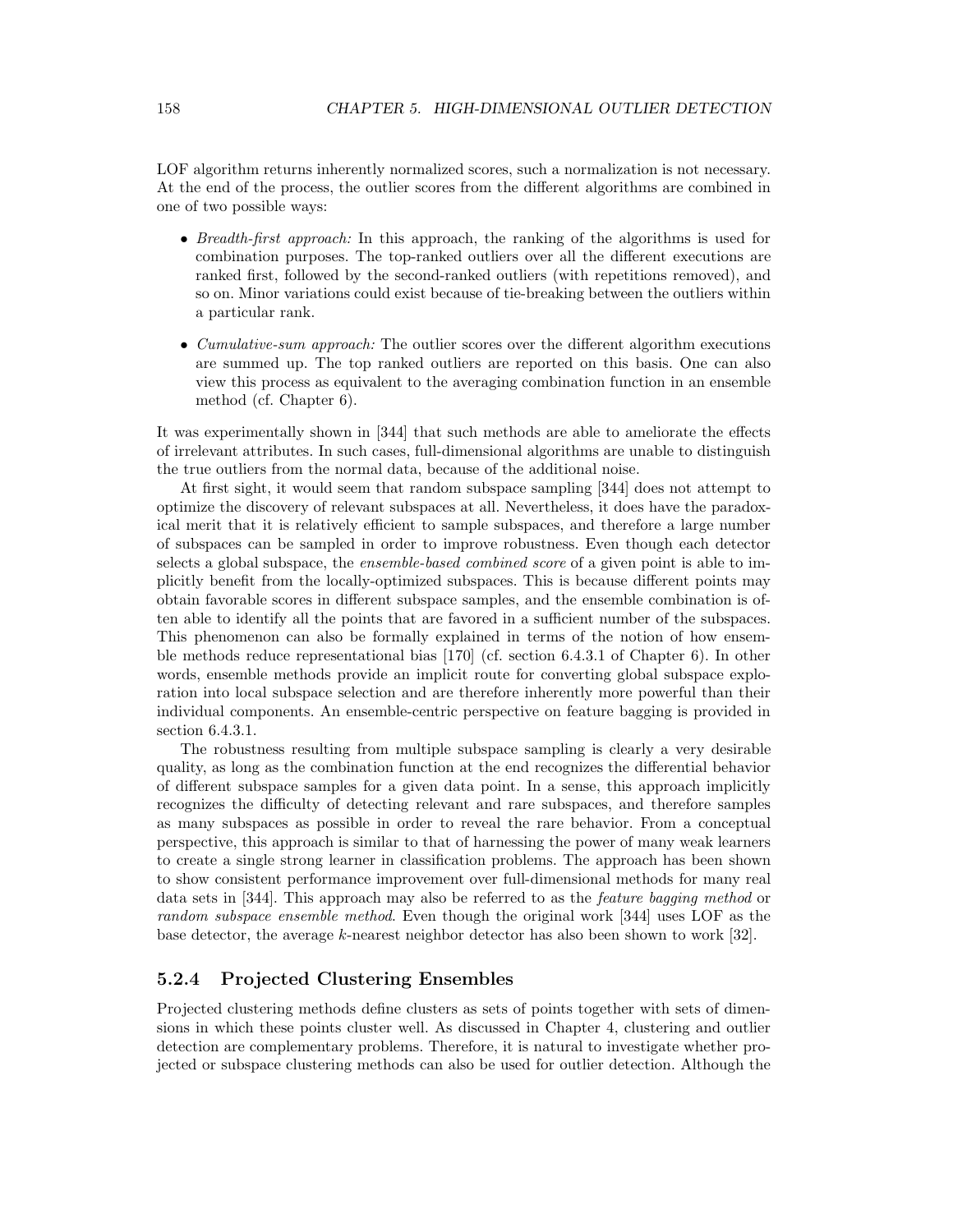LOF algorithm returns inherently normalized scores, such a normalization is not necessary. At the end of the process, the outlier scores from the different algorithms are combined in one of two possible ways:

- *Breadth-first approach:* In this approach, the ranking of the algorithms is used for combination purposes. The top-ranked outliers over all the different executions are ranked first, followed by the second-ranked outliers (with repetitions removed), and so on. Minor variations could exist because of tie-breaking between the outliers within a particular rank.
- *Cumulative-sum approach:* The outlier scores over the different algorithm executions are summed up. The top ranked outliers are reported on this basis. One can also view this process as equivalent to the averaging combination function in an ensemble method (cf. Chapter 6).

It was experimentally shown in [344] that such methods are able to ameliorate the effects of irrelevant attributes. In such cases, full-dimensional algorithms are unable to distinguish the true outliers from the normal data, because of the additional noise.

At first sight, it would seem that random subspace sampling [344] does not attempt to optimize the discovery of relevant subspaces at all. Nevertheless, it does have the paradoxical merit that it is relatively efficient to sample subspaces, and therefore a large number of subspaces can be sampled in order to improve robustness. Even though each detector selects a global subspace, the *ensemble-based combined score* of a given point is able to implicitly benefit from the locally-optimized subspaces. This is because different points may obtain favorable scores in different subspace samples, and the ensemble combination is often able to identify all the points that are favored in a sufficient number of the subspaces. This phenomenon can also be formally explained in terms of the notion of how ensemble methods reduce representational bias [170] (cf. section 6.4.3.1 of Chapter 6). In other words, ensemble methods provide an implicit route for converting global subspace exploration into local subspace selection and are therefore inherently more powerful than their individual components. An ensemble-centric perspective on feature bagging is provided in section 6.4.3.1.

The robustness resulting from multiple subspace sampling is clearly a very desirable quality, as long as the combination function at the end recognizes the differential behavior of different subspace samples for a given data point. In a sense, this approach implicitly recognizes the difficulty of detecting relevant and rare subspaces, and therefore samples as many subspaces as possible in order to reveal the rare behavior. From a conceptual perspective, this approach is similar to that of harnessing the power of many weak learners to create a single strong learner in classification problems. The approach has been shown to show consistent performance improvement over full-dimensional methods for many real data sets in [344]. This approach may also be referred to as the *feature bagging method* or *random subspace ensemble method*. Even though the original work [344] uses LOF as the base detector, the average $k$-nearest neighbor detector has also been shown to work [32].

### 5.2.4 Projected Clustering Ensembles

Projected clustering methods define clusters as sets of points together with sets of dimensions in which these points cluster well. As discussed in Chapter 4, clustering and outlier detection are complementary problems. Therefore, it is natural to investigate whether projected or subspace clustering methods can also be used for outlier detection. Although the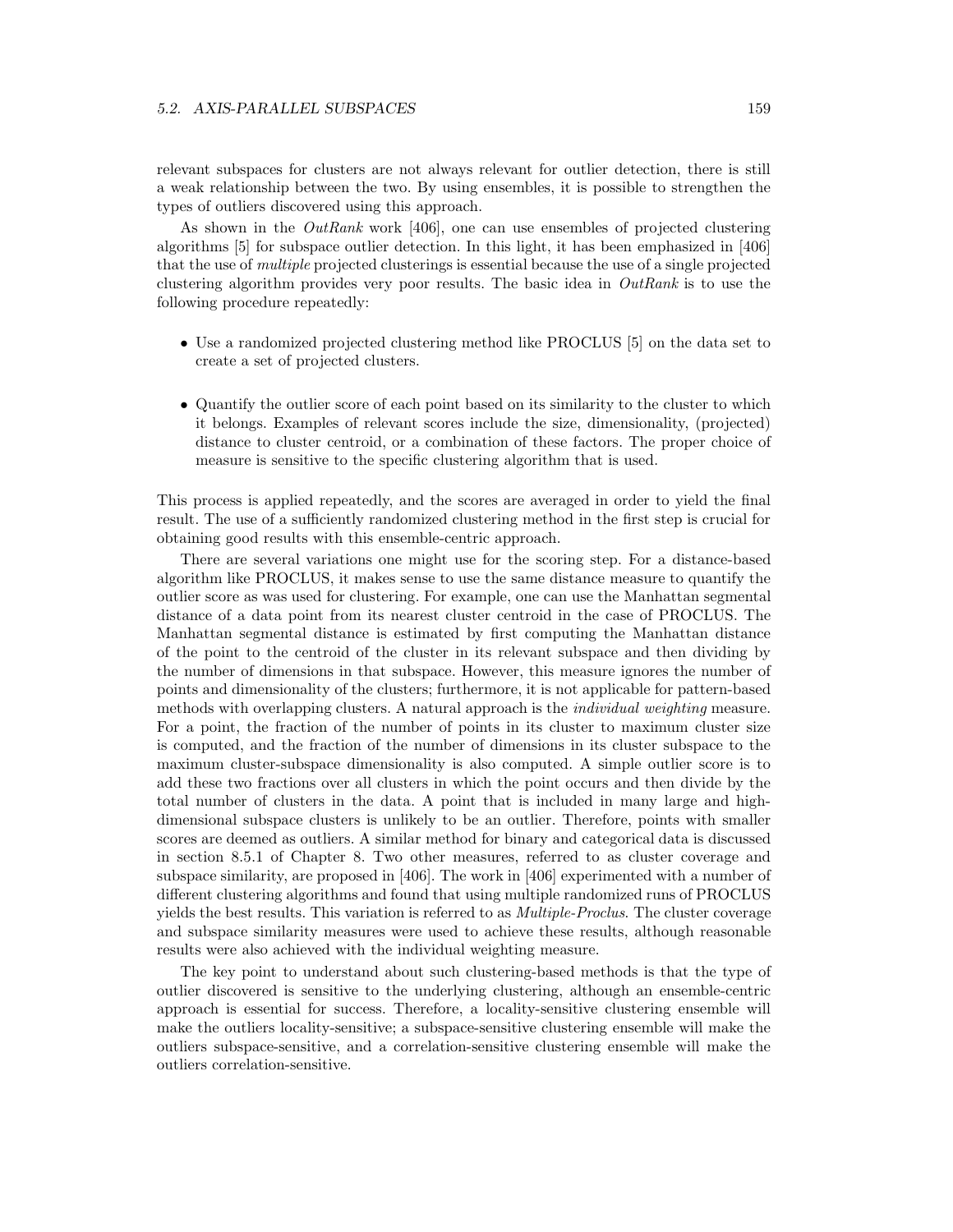relevant subspaces for clusters are not always relevant for outlier detection, there is still a weak relationship between the two. By using ensembles, it is possible to strengthen the types of outliers discovered using this approach.

As shown in the *OutRank* work [406], one can use ensembles of projected clustering algorithms [5] for subspace outlier detection. In this light, it has been emphasized in [406] that the use of *multiple* projected clusterings is essential because the use of a single projected clustering algorithm provides very poor results. The basic idea in *OutRank* is to use the following procedure repeatedly:

- Use a randomized projected clustering method like PROCLUS [5] on the data set to create a set of projected clusters.

- Quantify the outlier score of each point based on its similarity to the cluster to which it belongs. Examples of relevant scores include the size, dimensionality, (projected) distance to cluster centroid, or a combination of these factors. The proper choice of measure is sensitive to the specific clustering algorithm that is used.

This process is applied repeatedly, and the scores are averaged in order to yield the final result. The use of a sufficiently randomized clustering method in the first step is crucial for obtaining good results with this ensemble-centric approach.

There are several variations one might use for the scoring step. For a distance-based algorithm like PROCLUS, it makes sense to use the same distance measure to quantify the outlier score as was used for clustering. For example, one can use the Manhattan segmental distance of a data point from its nearest cluster centroid in the case of PROCLUS. The Manhattan segmental distance is estimated by first computing the Manhattan distance of the point to the centroid of the cluster in its relevant subspace and then dividing by the number of dimensions in that subspace. However, this measure ignores the number of points and dimensionality of the clusters; furthermore, it is not applicable for pattern-based methods with overlapping clusters. A natural approach is the *individual weighting* measure. For a point, the fraction of the number of points in its cluster to maximum cluster size is computed, and the fraction of the number of dimensions in its cluster subspace to the maximum cluster-subspace dimensionality is also computed. A simple outlier score is to add these two fractions over all clusters in which the point occurs and then divide by the total number of clusters in the data. A point that is included in many large and high-dimensional subspace clusters is unlikely to be an outlier. Therefore, points with smaller scores are deemed as outliers. A similar method for binary and categorical data is discussed in section 8.5.1 of Chapter 8. Two other measures, referred to as cluster coverage and subspace similarity, are proposed in [406]. The work in [406] experimented with a number of different clustering algorithms and found that using multiple randomized runs of PROCLUS yields the best results. This variation is referred to as *Multiple-Proclus*. The cluster coverage and subspace similarity measures were used to achieve these results, although reasonable results were also achieved with the individual weighting measure.

The key point to understand about such clustering-based methods is that the type of outlier discovered is sensitive to the underlying clustering, although an ensemble-centric approach is essential for success. Therefore, a locality-sensitive clustering ensemble will make the outliers locality-sensitive; a subspace-sensitive clustering ensemble will make the outliers subspace-sensitive, and a correlation-sensitive clustering ensemble will make the outliers correlation-sensitive.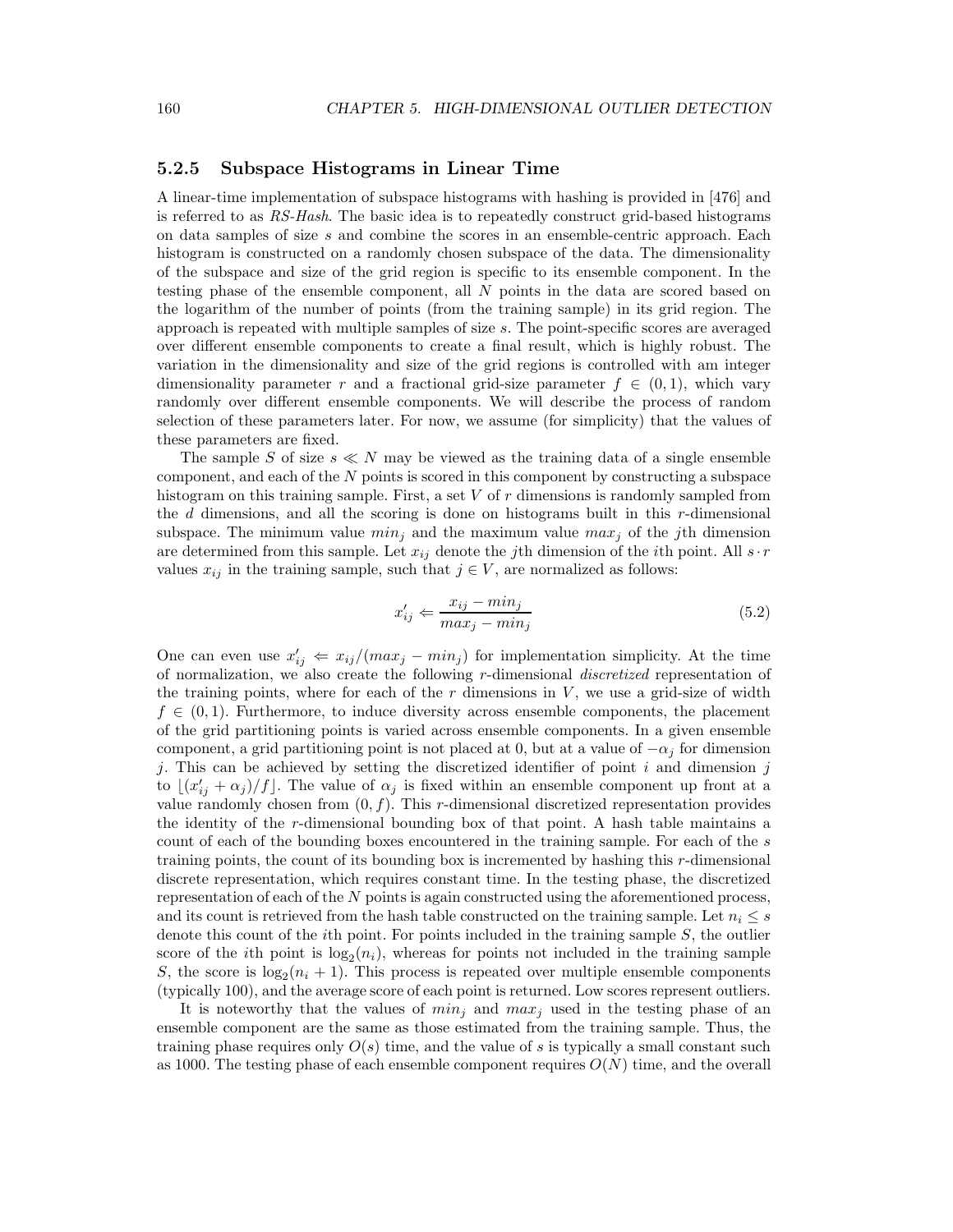### 5.2.5 Subspace Histograms in Linear Time

A linear-time implementation of subspace histograms with hashing is provided in [476] and is referred to as *RS-Hash*. The basic idea is to repeatedly construct grid-based histograms on data samples of size $s$ and combine the scores in an ensemble-centric approach. Each histogram is constructed on a randomly chosen subspace of the data. The dimensionality of the subspace and size of the grid region is specific to its ensemble component. In the testing phase of the ensemble component, all $N$ points in the data are scored based on the logarithm of the number of points (from the training sample) in its grid region. The approach is repeated with multiple samples of size $s$. The point-specific scores are averaged over different ensemble components to create a final result, which is highly robust. The variation in the dimensionality and size of the grid regions is controlled with am integer dimensionality parameter $r$ and a fractional grid-size parameter $f \in (0, 1)$, which vary randomly over different ensemble components. We will describe the process of random selection of these parameters later. For now, we assume (for simplicity) that the values of these parameters are fixed.

The sample $S$ of size $s \ll N$ may be viewed as the training data of a single ensemble component, and each of the $N$ points is scored in this component by constructing a subspace histogram on this training sample. First, a set $V$ of $r$ dimensions is randomly sampled from the $d$ dimensions, and all the scoring is done on histograms built in this $r$-dimensional subspace. The minimum value $min_j$ and the maximum value $max_j$ of the $j$th dimension are determined from this sample. Let $x_{ij}$ denote the $j$th dimension of the $i$th point. All $s \cdot r$ values $x_{ij}$ in the training sample, such that $j \in V$, are normalized as follows:

$$x'_{ij} \Leftarrow \frac{x_{ij} - min_j}{max_j - min_j} \tag{5.2}$$

One can even use $x'_{ij} \Leftarrow x_{ij}/(max_j - min_j)$ for implementation simplicity. At the time of normalization, we also create the following $r$-dimensional *discretized* representation of the training points, where for each of the $r$ dimensions in $V$, we use a grid-size of width $f \in (0, 1)$. Furthermore, to induce diversity across ensemble components, the placement of the grid partitioning points is varied across ensemble components. In a given ensemble component, a grid partitioning point is not placed at 0, but at a value of $-\alpha_j$ for dimension $j$. This can be achieved by setting the discretized identifier of point $i$ and dimension $j$ to $\lfloor (x'_{ij} + \alpha_j)/f \rfloor$. The value of $\alpha_j$ is fixed within an ensemble component up front at a value randomly chosen from $(0, f)$. This $r$-dimensional discretized representation provides the identity of the $r$-dimensional bounding box of that point. A hash table maintains a count of each of the bounding boxes encountered in the training sample. For each of the $s$ training points, the count of its bounding box is incremented by hashing this $r$-dimensional discrete representation, which requires constant time. In the testing phase, the discretized representation of each of the $N$ points is again constructed using the aforementioned process, and its count is retrieved from the hash table constructed on the training sample. Let $n_i \leq s$ denote this count of the $i$th point. For points included in the training sample $S$, the outlier score of the $i$th point is $\log_2(n_i)$, whereas for points not included in the training sample $S$, the score is $\log_2(n_i + 1)$. This process is repeated over multiple ensemble components (typically 100), and the average score of each point is returned. Low scores represent outliers.

It is noteworthy that the values of $min_j$ and $max_j$ used in the testing phase of an ensemble component are the same as those estimated from the training sample. Thus, the training phase requires only $O(s)$ time, and the value of $s$ is typically a small constant such as 1000. The testing phase of each ensemble component requires $O(N)$ time, and the overall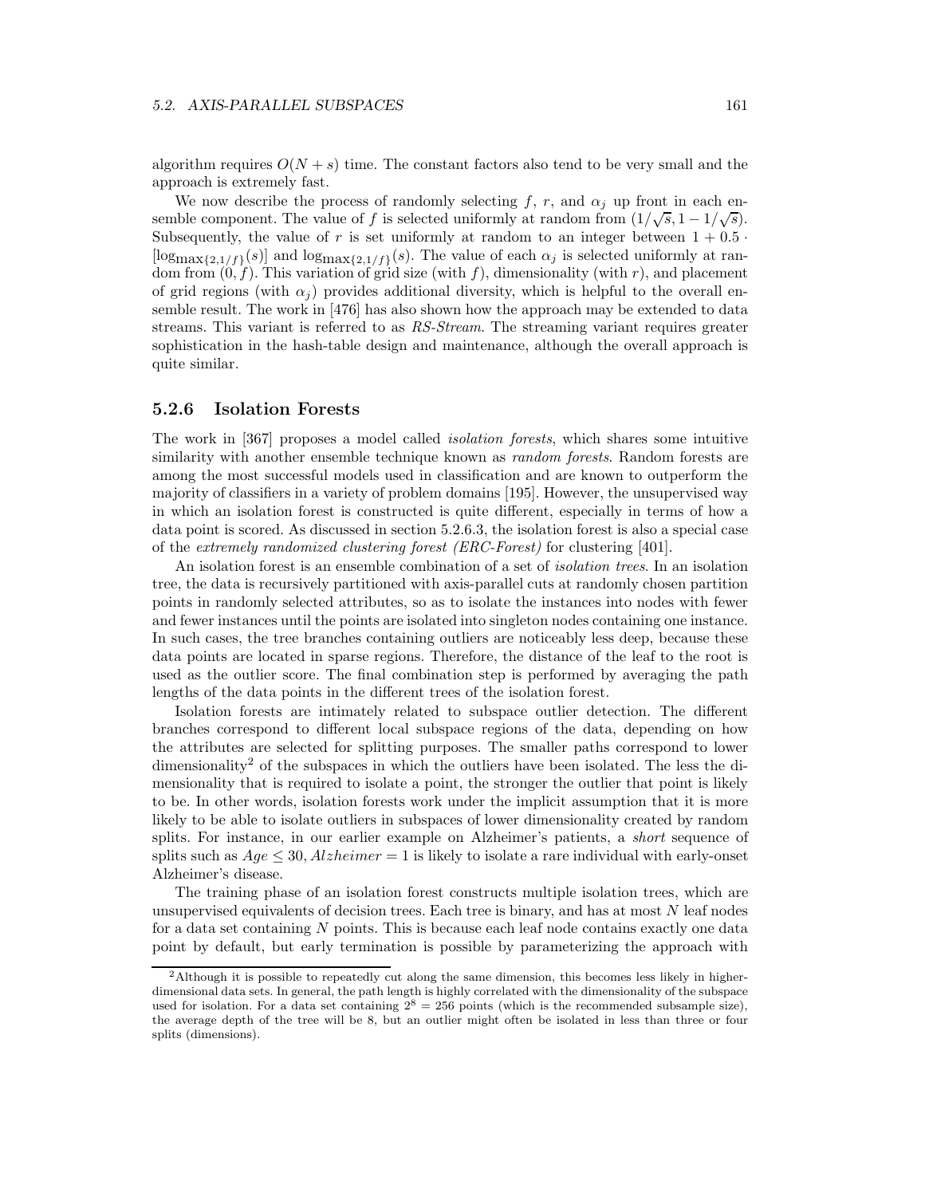algorithm requires $O(N + s)$ time. The constant factors also tend to be very small and the approach is extremely fast.

We now describe the process of randomly selecting $f$, $r$, and $\alpha_j$ up front in each ensemble component. The value of $f$ is selected uniformly at random from $(1/\sqrt{s}, 1 - 1/\sqrt{s})$. Subsequently, the value of $r$ is set uniformly at random to an integer between $1 + 0.5 \cdot [\log_{\max\{2,1/f\}}(s)]$ and $\log_{\max\{2,1/f\}}(s)$. The value of each $\alpha_j$ is selected uniformly at random from $(0, f)$. This variation of grid size (with $f$), dimensionality (with $r$), and placement of grid regions (with $\alpha_j$) provides additional diversity, which is helpful to the overall ensemble result. The work in [476] has also shown how the approach may be extended to data streams. This variant is referred to as *RS-Stream*. The streaming variant requires greater sophistication in the hash-table design and maintenance, although the overall approach is quite similar.

### 5.2.6 Isolation Forests

The work in [367] proposes a model called *isolation forests*, which shares some intuitive similarity with another ensemble technique known as *random forests*. Random forests are among the most successful models used in classification and are known to outperform the majority of classifiers in a variety of problem domains [195]. However, the unsupervised way in which an isolation forest is constructed is quite different, especially in terms of how a data point is scored. As discussed in section 5.2.6.3, the isolation forest is also a special case of the *extremely randomized clustering forest (ERC-Forest)* for clustering [401].

An isolation forest is an ensemble combination of a set of *isolation trees*. In an isolation tree, the data is recursively partitioned with axis-parallel cuts at randomly chosen partition points in randomly selected attributes, so as to isolate the instances into nodes with fewer and fewer instances until the points are isolated into singleton nodes containing one instance. In such cases, the tree branches containing outliers are noticeably less deep, because these data points are located in sparse regions. Therefore, the distance of the leaf to the root is used as the outlier score. The final combination step is performed by averaging the path lengths of the data points in the different trees of the isolation forest.

Isolation forests are intimately related to subspace outlier detection. The different branches correspond to different local subspace regions of the data, depending on how the attributes are selected for splitting purposes. The smaller paths correspond to lower dimensionality[2] of the subspaces in which the outliers have been isolated. The less the dimensionality that is required to isolate a point, the stronger the outlier that point is likely to be. In other words, isolation forests work under the implicit assumption that it is more likely to be able to isolate outliers in subspaces of lower dimensionality created by random splits. For instance, in our earlier example on Alzheimer's patients, a *short* sequence of splits such as $Age \leq 30, Alzheimer = 1$ is likely to isolate a rare individual with early-onset Alzheimer's disease.

The training phase of an isolation forest constructs multiple isolation trees, which are unsupervised equivalents of decision trees. Each tree is binary, and has at most $N$ leaf nodes for a data set containing $N$ points. This is because each leaf node contains exactly one data point by default, but early termination is possible by parameterizing the approach with

[2]Although it is possible to repeatedly cut along the same dimension, this becomes less likely in higher-dimensional data sets. In general, the path length is highly correlated with the dimensionality of the subspace used for isolation. For a data set containing $2^8 = 256$ points (which is the recommended subsample size), the average depth of the tree will be 8, but an outlier might often be isolated in less than three or four splits (dimensions).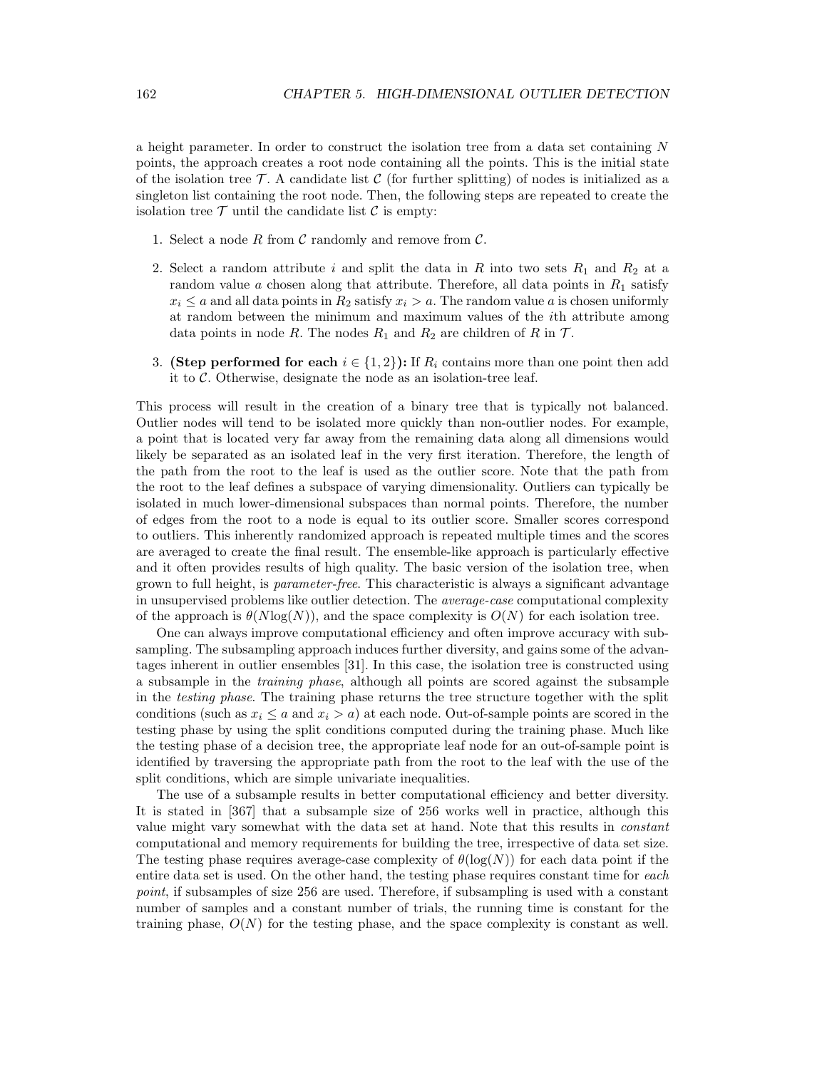a height parameter. In order to construct the isolation tree from a data set containing $N$ points, the approach creates a root node containing all the points. This is the initial state of the isolation tree $\mathcal{T}$. A candidate list $\mathcal{C}$ (for further splitting) of nodes is initialized as a singleton list containing the root node. Then, the following steps are repeated to create the isolation tree $\mathcal{T}$ until the candidate list $\mathcal{C}$ is empty:

1. Select a node $R$ from $\mathcal{C}$ randomly and remove from $\mathcal{C}$.

2. Select a random attribute $i$ and split the data in $R$ into two sets $R_1$ and $R_2$ at a random value $a$ chosen along that attribute. Therefore, all data points in $R_1$ satisfy $x_i \leq a$ and all data points in $R_2$ satisfy $x_i > a$. The random value $a$ is chosen uniformly at random between the minimum and maximum values of the $i$th attribute among data points in node $R$. The nodes $R_1$ and $R_2$ are children of $R$ in $\mathcal{T}$.

3. **(Step performed for each $i \in \{1, 2\}$):** If $R_i$ contains more than one point then add it to $\mathcal{C}$. Otherwise, designate the node as an isolation-tree leaf.

This process will result in the creation of a binary tree that is typically not balanced. Outlier nodes will tend to be isolated more quickly than non-outlier nodes. For example, a point that is located very far away from the remaining data along all dimensions would likely be separated as an isolated leaf in the very first iteration. Therefore, the length of the path from the root to the leaf is used as the outlier score. Note that the path from the root to the leaf defines a subspace of varying dimensionality. Outliers can typically be isolated in much lower-dimensional subspaces than normal points. Therefore, the number of edges from the root to a node is equal to its outlier score. Smaller scores correspond to outliers. This inherently randomized approach is repeated multiple times and the scores are averaged to create the final result. The ensemble-like approach is particularly effective and it often provides results of high quality. The basic version of the isolation tree, when grown to full height, is *parameter-free*. This characteristic is always a significant advantage in unsupervised problems like outlier detection. The *average-case* computational complexity of the approach is $\theta(N\log(N))$, and the space complexity is $O(N)$ for each isolation tree.

One can always improve computational efficiency and often improve accuracy with subsampling. The subsampling approach induces further diversity, and gains some of the advantages inherent in outlier ensembles [31]. In this case, the isolation tree is constructed using a subsample in the *training phase*, although all points are scored against the subsample in the *testing phase*. The training phase returns the tree structure together with the split conditions (such as $x_i \leq a$ and $x_i > a$) at each node. Out-of-sample points are scored in the testing phase by using the split conditions computed during the training phase. Much like the testing phase of a decision tree, the appropriate leaf node for an out-of-sample point is identified by traversing the appropriate path from the root to the leaf with the use of the split conditions, which are simple univariate inequalities.

The use of a subsample results in better computational efficiency and better diversity. It is stated in [367] that a subsample size of 256 works well in practice, although this value might vary somewhat with the data set at hand. Note that this results in *constant* computational and memory requirements for building the tree, irrespective of data set size. The testing phase requires average-case complexity of $\theta(\log(N))$ for each data point if the entire data set is used. On the other hand, the testing phase requires constant time for *each point*, if subsamples of size 256 are used. Therefore, if subsampling is used with a constant number of samples and a constant number of trials, the running time is constant for the training phase, $O(N)$ for the testing phase, and the space complexity is constant as well.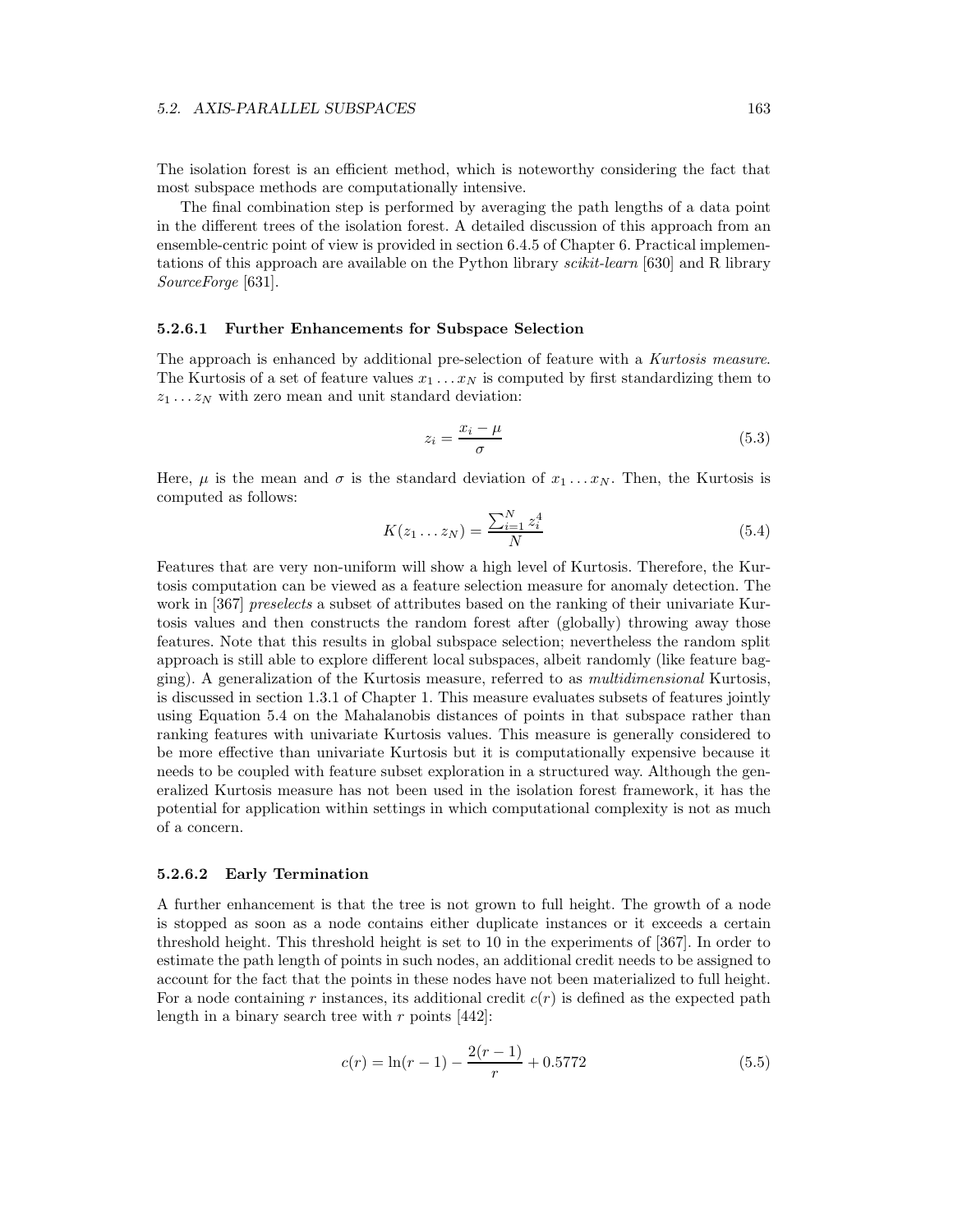The isolation forest is an efficient method, which is noteworthy considering the fact that most subspace methods are computationally intensive.

The final combination step is performed by averaging the path lengths of a data point in the different trees of the isolation forest. A detailed discussion of this approach from an ensemble-centric point of view is provided in section 6.4.5 of Chapter 6. Practical implementations of this approach are available on the Python library *scikit-learn* [630] and R library *SourceForge* [631].

#### 5.2.6.1 Further Enhancements for Subspace Selection

The approach is enhanced by additional pre-selection of feature with a *Kurtosis measure*. The Kurtosis of a set of feature values $x_1 \dots x_N$ is computed by first standardizing them to $z_1 \dots z_N$ with zero mean and unit standard deviation:

$$z_i = \frac{x_i - \mu}{\sigma} \tag{5.3}$$

Here, $\mu$ is the mean and $\sigma$ is the standard deviation of $x_1 \dots x_N$. Then, the Kurtosis is computed as follows:

$$K(z_1 \dots z_N) = \frac{\sum_{i=1}^{N} z_i^4}{N} \tag{5.4}$$

Features that are very non-uniform will show a high level of Kurtosis. Therefore, the Kurtosis computation can be viewed as a feature selection measure for anomaly detection. The work in [367] *preselects* a subset of attributes based on the ranking of their univariate Kurtosis values and then constructs the random forest after (globally) throwing away those features. Note that this results in global subspace selection; nevertheless the random split approach is still able to explore different local subspaces, albeit randomly (like feature bagging). A generalization of the Kurtosis measure, referred to as *multidimensional* Kurtosis, is discussed in section 1.3.1 of Chapter 1. This measure evaluates subsets of features jointly using Equation 5.4 on the Mahalanobis distances of points in that subspace rather than ranking features with univariate Kurtosis values. This measure is generally considered to be more effective than univariate Kurtosis but it is computationally expensive because it needs to be coupled with feature subset exploration in a structured way. Although the generalized Kurtosis measure has not been used in the isolation forest framework, it has the potential for application within settings in which computational complexity is not as much of a concern.

#### 5.2.6.2 Early Termination

A further enhancement is that the tree is not grown to full height. The growth of a node is stopped as soon as a node contains either duplicate instances or it exceeds a certain threshold height. This threshold height is set to 10 in the experiments of [367]. In order to estimate the path length of points in such nodes, an additional credit needs to be assigned to account for the fact that the points in these nodes have not been materialized to full height. For a node containing $r$ instances, its additional credit $c(r)$ is defined as the expected path length in a binary search tree with $r$ points [442]:

$$c(r) = \ln(r-1) - \frac{2(r-1)}{r} + 0.5772 \tag{5.5}$$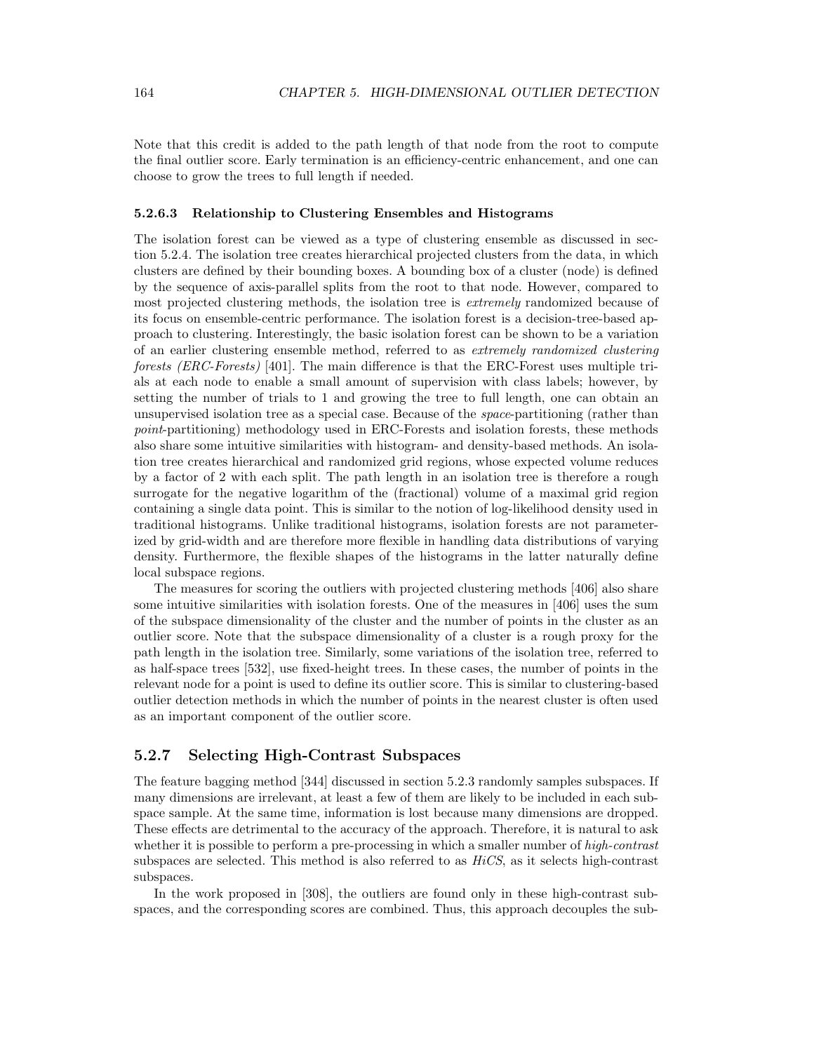Note that this credit is added to the path length of that node from the root to compute the final outlier score. Early termination is an efficiency-centric enhancement, and one can choose to grow the trees to full length if needed.

#### 5.2.6.3 Relationship to Clustering Ensembles and Histograms

The isolation forest can be viewed as a type of clustering ensemble as discussed in section 5.2.4. The isolation tree creates hierarchical projected clusters from the data, in which clusters are defined by their bounding boxes. A bounding box of a cluster (node) is defined by the sequence of axis-parallel splits from the root to that node. However, compared to most projected clustering methods, the isolation tree is *extremely* randomized because of its focus on ensemble-centric performance. The isolation forest is a decision-tree-based approach to clustering. Interestingly, the basic isolation forest can be shown to be a variation of an earlier clustering ensemble method, referred to as *extremely randomized clustering forests (ERC-Forests)* [401]. The main difference is that the ERC-Forest uses multiple trials at each node to enable a small amount of supervision with class labels; however, by setting the number of trials to 1 and growing the tree to full length, one can obtain an unsupervised isolation tree as a special case. Because of the *space*-partitioning (rather than *point*-partitioning) methodology used in ERC-Forests and isolation forests, these methods also share some intuitive similarities with histogram- and density-based methods. An isolation tree creates hierarchical and randomized grid regions, whose expected volume reduces by a factor of 2 with each split. The path length in an isolation tree is therefore a rough surrogate for the negative logarithm of the (fractional) volume of a maximal grid region containing a single data point. This is similar to the notion of log-likelihood density used in traditional histograms. Unlike traditional histograms, isolation forests are not parameterized by grid-width and are therefore more flexible in handling data distributions of varying density. Furthermore, the flexible shapes of the histograms in the latter naturally define local subspace regions.

The measures for scoring the outliers with projected clustering methods [406] also share some intuitive similarities with isolation forests. One of the measures in [406] uses the sum of the subspace dimensionality of the cluster and the number of points in the cluster as an outlier score. Note that the subspace dimensionality of a cluster is a rough proxy for the path length in the isolation tree. Similarly, some variations of the isolation tree, referred to as half-space trees [532], use fixed-height trees. In these cases, the number of points in the relevant node for a point is used to define its outlier score. This is similar to clustering-based outlier detection methods in which the number of points in the nearest cluster is often used as an important component of the outlier score.

### 5.2.7 Selecting High-Contrast Subspaces

The feature bagging method [344] discussed in section 5.2.3 randomly samples subspaces. If many dimensions are irrelevant, at least a few of them are likely to be included in each subspace sample. At the same time, information is lost because many dimensions are dropped. These effects are detrimental to the accuracy of the approach. Therefore, it is natural to ask whether it is possible to perform a pre-processing in which a smaller number of *high-contrast* subspaces are selected. This method is also referred to as *HiCS*, as it selects high-contrast subspaces.

In the work proposed in [308], the outliers are found only in these high-contrast subspaces, and the corresponding scores are combined. Thus, this approach decouples the sub-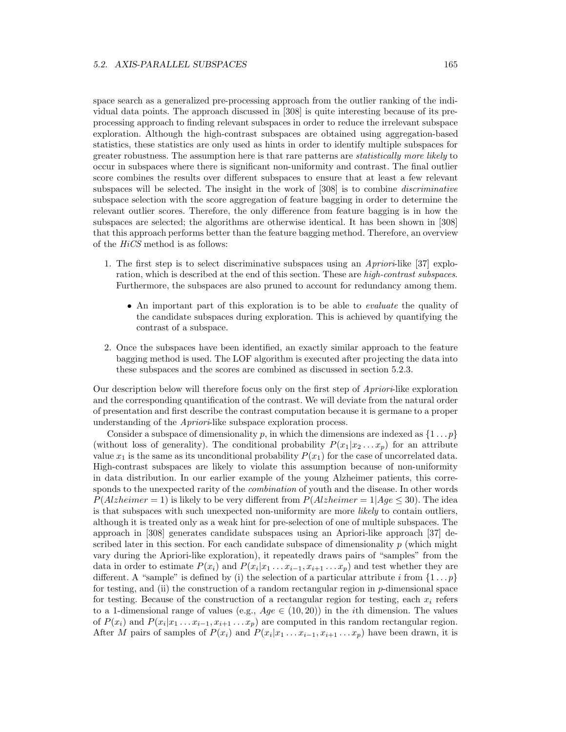space search as a generalized pre-processing approach from the outlier ranking of the individual data points. The approach discussed in [308] is quite interesting because of its preprocessing approach to finding relevant subspaces in order to reduce the irrelevant subspace exploration. Although the high-contrast subspaces are obtained using aggregation-based statistics, these statistics are only used as hints in order to identify multiple subspaces for greater robustness. The assumption here is that rare patterns are *statistically more likely* to occur in subspaces where there is significant non-uniformity and contrast. The final outlier score combines the results over different subspaces to ensure that at least a few relevant subspaces will be selected. The insight in the work of [308] is to combine *discriminative* subspace selection with the score aggregation of feature bagging in order to determine the relevant outlier scores. Therefore, the only difference from feature bagging is in how the subspaces are selected; the algorithms are otherwise identical. It has been shown in [308] that this approach performs better than the feature bagging method. Therefore, an overview of the *HiCS* method is as follows:

1. The first step is to select discriminative subspaces using an *Apriori*-like [37] exploration, which is described at the end of this section. These are *high-contrast subspaces*. Furthermore, the subspaces are also pruned to account for redundancy among them.

   - An important part of this exploration is to be able to *evaluate* the quality of the candidate subspaces during exploration. This is achieved by quantifying the contrast of a subspace.

2. Once the subspaces have been identified, an exactly similar approach to the feature bagging method is used. The LOF algorithm is executed after projecting the data into these subspaces and the scores are combined as discussed in section 5.2.3.

Our description below will therefore focus only on the first step of *Apriori*-like exploration and the corresponding quantification of the contrast. We will deviate from the natural order of presentation and first describe the contrast computation because it is germane to a proper understanding of the *Apriori*-like subspace exploration process.

Consider a subspace of dimensionality $p$, in which the dimensions are indexed as $\{1 \dots p\}$ (without loss of generality). The conditional probability $P(x_1|x_2 \dots x_p)$ for an attribute value $x_1$ is the same as its unconditional probability $P(x_1)$ for the case of uncorrelated data. High-contrast subspaces are likely to violate this assumption because of non-uniformity in data distribution. In our earlier example of the young Alzheimer patients, this corresponds to the unexpected rarity of the *combination* of youth and the disease. In other words $P(Alzheimer = 1)$ is likely to be very different from $P(Alzheimer = 1|Age \leq 30)$. The idea is that subspaces with such unexpected non-uniformity are more *likely* to contain outliers, although it is treated only as a weak hint for pre-selection of one of multiple subspaces. The approach in [308] generates candidate subspaces using an Apriori-like approach [37] described later in this section. For each candidate subspace of dimensionality $p$ (which might vary during the Apriori-like exploration), it repeatedly draws pairs of "samples" from the data in order to estimate $P(x_i)$ and $P(x_i|x_1 \dots x_{i-1}, x_{i+1} \dots x_p)$ and test whether they are different. A "sample" is defined by (i) the selection of a particular attribute $i$ from $\{1 \dots p\}$ for testing, and (ii) the construction of a random rectangular region in $p$-dimensional space for testing. Because of the construction of a rectangular region for testing, each $x_i$ refers to a 1-dimensional range of values (e.g., $Age \in (10, 20)$) in the $i$th dimension. The values of $P(x_i)$ and $P(x_i|x_1 \dots x_{i-1}, x_{i+1} \dots x_p)$ are computed in this random rectangular region. After $M$ pairs of samples of $P(x_i)$ and $P(x_i|x_1 \dots x_{i-1}, x_{i+1} \dots x_p)$ have been drawn, it is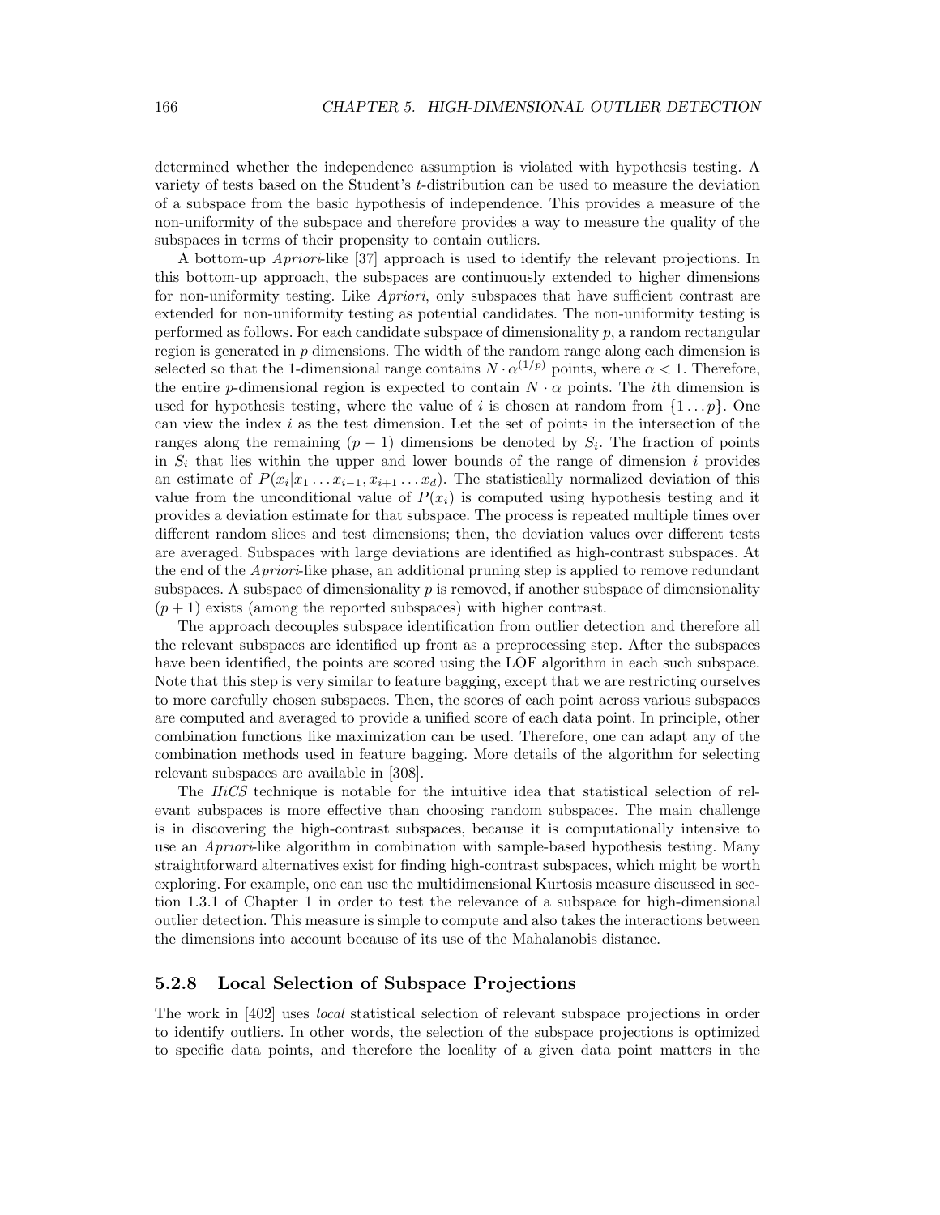determined whether the independence assumption is violated with hypothesis testing. A variety of tests based on the Student's $t$-distribution can be used to measure the deviation of a subspace from the basic hypothesis of independence. This provides a measure of the non-uniformity of the subspace and therefore provides a way to measure the quality of the subspaces in terms of their propensity to contain outliers.

A bottom-up *Apriori*-like [37] approach is used to identify the relevant projections. In this bottom-up approach, the subspaces are continuously extended to higher dimensions for non-uniformity testing. Like *Apriori*, only subspaces that have sufficient contrast are extended for non-uniformity testing as potential candidates. The non-uniformity testing is performed as follows. For each candidate subspace of dimensionality $p$, a random rectangular region is generated in $p$ dimensions. The width of the random range along each dimension is selected so that the 1-dimensional range contains $N \cdot \alpha^{(1/p)}$ points, where $\alpha < 1$. Therefore, the entire $p$-dimensional region is expected to contain $N \cdot \alpha$ points. The $i$th dimension is used for hypothesis testing, where the value of $i$ is chosen at random from $\{1 \dots p\}$. One can view the index $i$ as the test dimension. Let the set of points in the intersection of the ranges along the remaining $(p-1)$ dimensions be denoted by $S_i$. The fraction of points in $S_i$ that lies within the upper and lower bounds of the range of dimension $i$ provides an estimate of $P(x_i | x_1 \dots x_{i-1}, x_{i+1} \dots x_d)$. The statistically normalized deviation of this value from the unconditional value of $P(x_i)$ is computed using hypothesis testing and it provides a deviation estimate for that subspace. The process is repeated multiple times over different random slices and test dimensions; then, the deviation values over different tests are averaged. Subspaces with large deviations are identified as high-contrast subspaces. At the end of the *Apriori*-like phase, an additional pruning step is applied to remove redundant subspaces. A subspace of dimensionality $p$ is removed, if another subspace of dimensionality $(p+1)$ exists (among the reported subspaces) with higher contrast.

The approach decouples subspace identification from outlier detection and therefore all the relevant subspaces are identified up front as a preprocessing step. After the subspaces have been identified, the points are scored using the LOF algorithm in each such subspace. Note that this step is very similar to feature bagging, except that we are restricting ourselves to more carefully chosen subspaces. Then, the scores of each point across various subspaces are computed and averaged to provide a unified score of each data point. In principle, other combination functions like maximization can be used. Therefore, one can adapt any of the combination methods used in feature bagging. More details of the algorithm for selecting relevant subspaces are available in [308].

The *HiCS* technique is notable for the intuitive idea that statistical selection of relevant subspaces is more effective than choosing random subspaces. The main challenge is in discovering the high-contrast subspaces, because it is computationally intensive to use an *Apriori*-like algorithm in combination with sample-based hypothesis testing. Many straightforward alternatives exist for finding high-contrast subspaces, which might be worth exploring. For example, one can use the multidimensional Kurtosis measure discussed in section 1.3.1 of Chapter 1 in order to test the relevance of a subspace for high-dimensional outlier detection. This measure is simple to compute and also takes the interactions between the dimensions into account because of its use of the Mahalanobis distance.

### 5.2.8 Local Selection of Subspace Projections

The work in [402] uses *local* statistical selection of relevant subspace projections in order to identify outliers. In other words, the selection of the subspace projections is optimized to specific data points, and therefore the locality of a given data point matters in the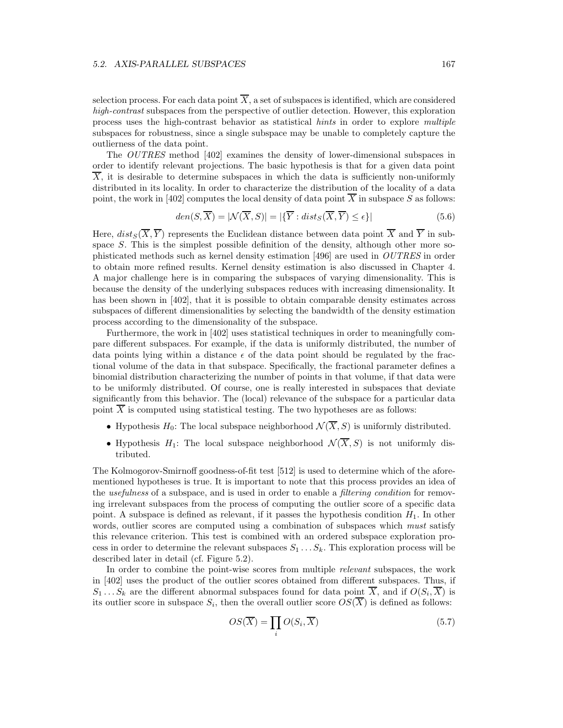selection process. For each data point $\overline{X}$, a set of subspaces is identified, which are considered *high-contrast* subspaces from the perspective of outlier detection. However, this exploration process uses the high-contrast behavior as statistical *hints* in order to explore *multiple* subspaces for robustness, since a single subspace may be unable to completely capture the outlierness of the data point.

The *OUTRES* method [402] examines the density of lower-dimensional subspaces in order to identify relevant projections. The basic hypothesis is that for a given data point $\overline{X}$, it is desirable to determine subspaces in which the data is sufficiently non-uniformly distributed in its locality. In order to characterize the distribution of the locality of a data point, the work in [402] computes the local density of data point $\overline{X}$ in subspace $S$ as follows:

$$den(S, \overline{X}) = |\mathcal{N}(\overline{X}, S)| = |\{\overline{Y} : dist_S(\overline{X}, \overline{Y}) \leq \epsilon\}| \tag{5.6}$$

Here, $dist_S(\overline{X}, \overline{Y})$ represents the Euclidean distance between data point $\overline{X}$ and $\overline{Y}$ in subspace $S$. This is the simplest possible definition of the density, although other more sophisticated methods such as kernel density estimation [496] are used in *OUTRES* in order to obtain more refined results. Kernel density estimation is also discussed in Chapter 4. A major challenge here is in comparing the subspaces of varying dimensionality. This is because the density of the underlying subspaces reduces with increasing dimensionality. It has been shown in [402], that it is possible to obtain comparable density estimates across subspaces of different dimensionalities by selecting the bandwidth of the density estimation process according to the dimensionality of the subspace.

Furthermore, the work in [402] uses statistical techniques in order to meaningfully compare different subspaces. For example, if the data is uniformly distributed, the number of data points lying within a distance $\epsilon$ of the data point should be regulated by the fractional volume of the data in that subspace. Specifically, the fractional parameter defines a binomial distribution characterizing the number of points in that volume, if that data were to be uniformly distributed. Of course, one is really interested in subspaces that deviate significantly from this behavior. The (local) relevance of the subspace for a particular data point $\overline{X}$ is computed using statistical testing. The two hypotheses are as follows:

- Hypothesis $H_0$: The local subspace neighborhood $\mathcal{N}(\overline{X}, S)$ is uniformly distributed.
- Hypothesis $H_1$: The local subspace neighborhood $\mathcal{N}(\overline{X}, S)$ is not uniformly distributed.

The Kolmogorov-Smirnoff goodness-of-fit test [512] is used to determine which of the aforementioned hypotheses is true. It is important to note that this process provides an idea of the *usefulness* of a subspace, and is used in order to enable a *filtering condition* for removing irrelevant subspaces from the process of computing the outlier score of a specific data point. A subspace is defined as relevant, if it passes the hypothesis condition $H_1$. In other words, outlier scores are computed using a combination of subspaces which *must* satisfy this relevance criterion. This test is combined with an ordered subspace exploration process in order to determine the relevant subspaces $S_1 \dots S_k$. This exploration process will be described later in detail (cf. Figure 5.2).

In order to combine the point-wise scores from multiple *relevant* subspaces, the work in [402] uses the product of the outlier scores obtained from different subspaces. Thus, if $S_1 \dots S_k$ are the different abnormal subspaces found for data point $\overline{X}$, and if $O(S_i, \overline{X})$ is its outlier score in subspace $S_i$, then the overall outlier score $OS(\overline{X})$ is defined as follows:

$$OS(\overline{X}) = \prod_i O(S_i, \overline{X}) \tag{5.7}$$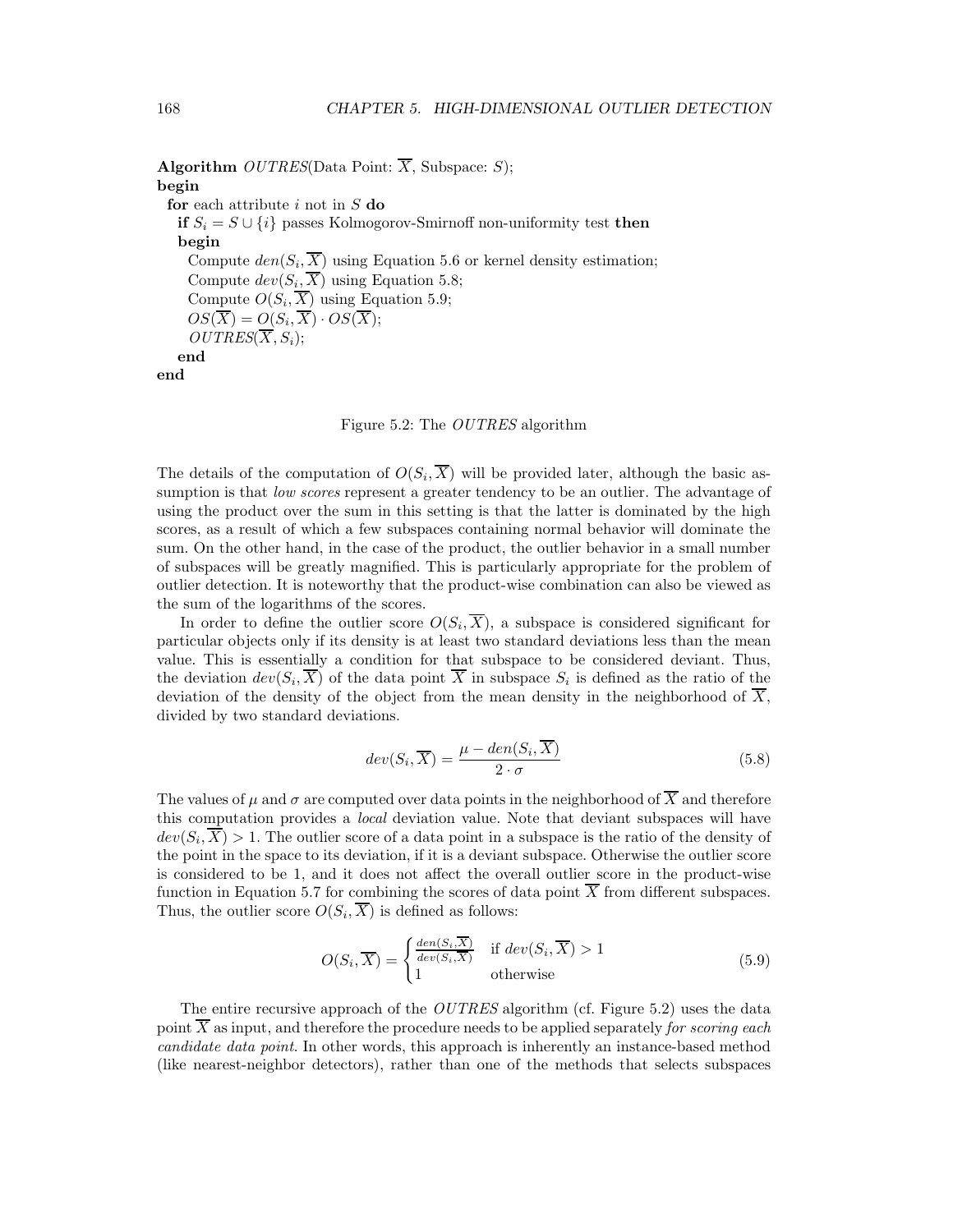```
Algorithm OUTRES(Data Point: X̄, Subspace: S);
begin
  for each attribute i not in S do
    if S_i = S ∪ {i} passes Kolmogorov-Smirnoff non-uniformity test then
    begin
      Compute den(S_i, X̄) using Equation 5.6 or kernel density estimation;
      Compute dev(S_i, X̄) using Equation 5.8;
      Compute O(S_i, X̄) using Equation 5.9;
      OS(X̄) = O(S_i, X̄) · OS(X̄);
      OUTRES(X̄, S_i);
    end
end
```

Figure 5.2: The *OUTRES* algorithm

The details of the computation of $O(S_i, \overline{X})$ will be provided later, although the basic assumption is that *low scores* represent a greater tendency to be an outlier. The advantage of using the product over the sum in this setting is that the latter is dominated by the high scores, as a result of which a few subspaces containing normal behavior will dominate the sum. On the other hand, in the case of the product, the outlier behavior in a small number of subspaces will be greatly magnified. This is particularly appropriate for the problem of outlier detection. It is noteworthy that the product-wise combination can also be viewed as the sum of the logarithms of the scores.

In order to define the outlier score $O(S_i, \overline{X})$, a subspace is considered significant for particular objects only if its density is at least two standard deviations less than the mean value. This is essentially a condition for that subspace to be considered deviant. Thus, the deviation $dev(S_i, \overline{X})$ of the data point $\overline{X}$ in subspace $S_i$ is defined as the ratio of the deviation of the density of the object from the mean density in the neighborhood of $\overline{X}$, divided by two standard deviations.

$$dev(S_i, \overline{X}) = \frac{\mu - den(S_i, \overline{X})}{2 \cdot \sigma} \tag{5.8}$$

The values of $\mu$ and $\sigma$ are computed over data points in the neighborhood of $\overline{X}$ and therefore this computation provides a *local* deviation value. Note that deviant subspaces will have $dev(S_i, \overline{X}) > 1$. The outlier score of a data point in a subspace is the ratio of the density of the point in the space to its deviation, if it is a deviant subspace. Otherwise the outlier score is considered to be 1, and it does not affect the overall outlier score in the product-wise function in Equation 5.7 for combining the scores of data point $\overline{X}$ from different subspaces. Thus, the outlier score $O(S_i, \overline{X})$ is defined as follows:

$$O(S_i, \overline{X}) = \begin{cases} \frac{den(S_i, \overline{X})}{dev(S_i, \overline{X})} & \text{if } dev(S_i, \overline{X}) > 1 \\ 1 & \text{otherwise} \end{cases} \tag{5.9}$$

The entire recursive approach of the *OUTRES* algorithm (cf. Figure 5.2) uses the data point $\overline{X}$ as input, and therefore the procedure needs to be applied separately *for scoring each candidate data point*. In other words, this approach is inherently an instance-based method (like nearest-neighbor detectors), rather than one of the methods that selects subspaces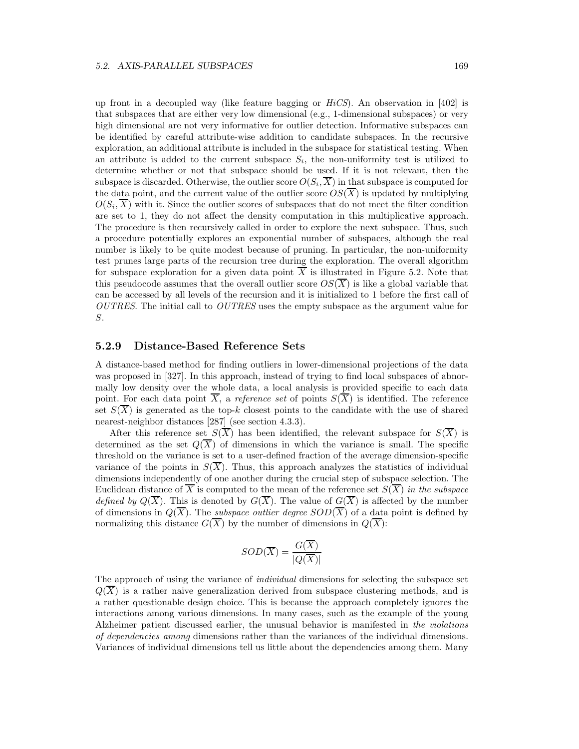up front in a decoupled way (like feature bagging or *HiCS*). An observation in [402] is that subspaces that are either very low dimensional (e.g., 1-dimensional subspaces) or very high dimensional are not very informative for outlier detection. Informative subspaces can be identified by careful attribute-wise addition to candidate subspaces. In the recursive exploration, an additional attribute is included in the subspace for statistical testing. When an attribute is added to the current subspace $S_i$, the non-uniformity test is utilized to determine whether or not that subspace should be used. If it is not relevant, then the subspace is discarded. Otherwise, the outlier score $O(S_i, \overline{X})$ in that subspace is computed for the data point, and the current value of the outlier score $OS(\overline{X})$ is updated by multiplying $O(S_i, \overline{X})$ with it. Since the outlier scores of subspaces that do not meet the filter condition are set to 1, they do not affect the density computation in this multiplicative approach. The procedure is then recursively called in order to explore the next subspace. Thus, such a procedure potentially explores an exponential number of subspaces, although the real number is likely to be quite modest because of pruning. In particular, the non-uniformity test prunes large parts of the recursion tree during the exploration. The overall algorithm for subspace exploration for a given data point $\overline{X}$ is illustrated in Figure 5.2. Note that this pseudocode assumes that the overall outlier score $OS(\overline{X})$ is like a global variable that can be accessed by all levels of the recursion and it is initialized to 1 before the first call of *OUTRES*. The initial call to *OUTRES* uses the empty subspace as the argument value for $S$.

### 5.2.9 Distance-Based Reference Sets

A distance-based method for finding outliers in lower-dimensional projections of the data was proposed in [327]. In this approach, instead of trying to find local subspaces of abnormally low density over the whole data, a local analysis is provided specific to each data point. For each data point $\overline{X}$, a *reference set* of points $S(\overline{X})$ is identified. The reference set $S(\overline{X})$ is generated as the top-$k$ closest points to the candidate with the use of shared nearest-neighbor distances [287] (see section 4.3.3).

After this reference set $S(\overline{X})$ has been identified, the relevant subspace for $S(\overline{X})$ is determined as the set $Q(\overline{X})$ of dimensions in which the variance is small. The specific threshold on the variance is set to a user-defined fraction of the average dimension-specific variance of the points in $S(\overline{X})$. Thus, this approach analyzes the statistics of individual dimensions independently of one another during the crucial step of subspace selection. The Euclidean distance of $\overline{X}$ is computed to the mean of the reference set $S(\overline{X})$ *in the subspace defined by* $Q(\overline{X})$. This is denoted by $G(\overline{X})$. The value of $G(\overline{X})$ is affected by the number of dimensions in $Q(\overline{X})$. The *subspace outlier degree* $SOD(\overline{X})$ of a data point is defined by normalizing this distance $G(\overline{X})$ by the number of dimensions in $Q(\overline{X})$:

$$SOD(\overline{X}) = \frac{G(\overline{X})}{|Q(\overline{X})|}$$

The approach of using the variance of *individual* dimensions for selecting the subspace set $Q(\overline{X})$ is a rather naive generalization derived from subspace clustering methods, and is a rather questionable design choice. This is because the approach completely ignores the interactions among various dimensions. In many cases, such as the example of the young Alzheimer patient discussed earlier, the unusual behavior is manifested in *the violations of dependencies among* dimensions rather than the variances of the individual dimensions. Variances of individual dimensions tell us little about the dependencies among them. Many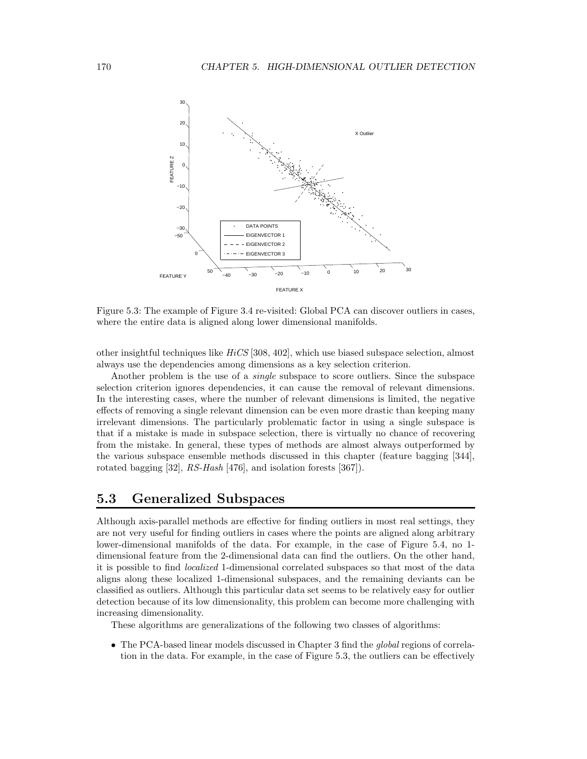Figure 5.3: The example of Figure 3.4 re-visited: Global PCA can discover outliers in cases, where the entire data is aligned along lower dimensional manifolds.

other insightful techniques like *HiCS* [308, 402], which use biased subspace selection, almost always use the dependencies among dimensions as a key selection criterion.

Another problem is the use of a *single* subspace to score outliers. Since the subspace selection criterion ignores dependencies, it can cause the removal of relevant dimensions. In the interesting cases, where the number of relevant dimensions is limited, the negative effects of removing a single relevant dimension can be even more drastic than keeping many irrelevant dimensions. The particularly problematic factor in using a single subspace is that if a mistake is made in subspace selection, there is virtually no chance of recovering from the mistake. In general, these types of methods are almost always outperformed by the various subspace ensemble methods discussed in this chapter (feature bagging [344], rotated bagging [32], *RS-Hash* [476], and isolation forests [367]).

## 5.3 Generalized Subspaces

Although axis-parallel methods are effective for finding outliers in most real settings, they are not very useful for finding outliers in cases where the points are aligned along arbitrary lower-dimensional manifolds of the data. For example, in the case of Figure 5.4, no 1-dimensional feature from the 2-dimensional data can find the outliers. On the other hand, it is possible to find *localized* 1-dimensional correlated subspaces so that most of the data aligns along these localized 1-dimensional subspaces, and the remaining deviants can be classified as outliers. Although this particular data set seems to be relatively easy for outlier detection because of its low dimensionality, this problem can become more challenging with increasing dimensionality.

These algorithms are generalizations of the following two classes of algorithms:

- The PCA-based linear models discussed in Chapter 3 find the *global* regions of correlation in the data. For example, in the case of Figure 5.3, the outliers can be effectively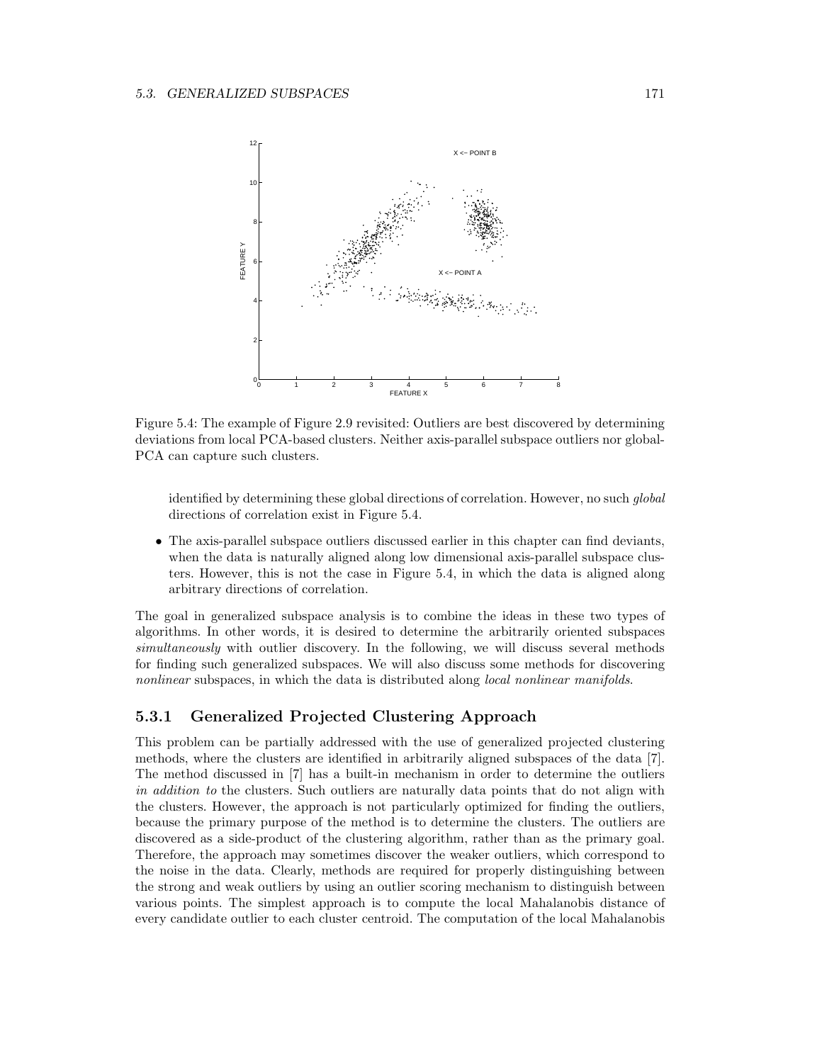Figure 5.4: The example of Figure 2.9 revisited: Outliers are best discovered by determining deviations from local PCA-based clusters. Neither axis-parallel subspace outliers nor global-PCA can capture such clusters.

identified by determining these global directions of correlation. However, no such *global* directions of correlation exist in Figure 5.4.

- The axis-parallel subspace outliers discussed earlier in this chapter can find deviants, when the data is naturally aligned along low dimensional axis-parallel subspace clusters. However, this is not the case in Figure 5.4, in which the data is aligned along arbitrary directions of correlation.

The goal in generalized subspace analysis is to combine the ideas in these two types of algorithms. In other words, it is desired to determine the arbitrarily oriented subspaces *simultaneously* with outlier discovery. In the following, we will discuss several methods for finding such generalized subspaces. We will also discuss some methods for discovering *nonlinear* subspaces, in which the data is distributed along *local nonlinear manifolds*.

### 5.3.1 Generalized Projected Clustering Approach

This problem can be partially addressed with the use of generalized projected clustering methods, where the clusters are identified in arbitrarily aligned subspaces of the data [7]. The method discussed in [7] has a built-in mechanism in order to determine the outliers *in addition to* the clusters. Such outliers are naturally data points that do not align with the clusters. However, the approach is not particularly optimized for finding the outliers, because the primary purpose of the method is to determine the clusters. The outliers are discovered as a side-product of the clustering algorithm, rather than as the primary goal. Therefore, the approach may sometimes discover the weaker outliers, which correspond to the noise in the data. Clearly, methods are required for properly distinguishing between the strong and weak outliers by using an outlier scoring mechanism to distinguish between various points. The simplest approach is to compute the local Mahalanobis distance of every candidate outlier to each cluster centroid. The computation of the local Mahalanobis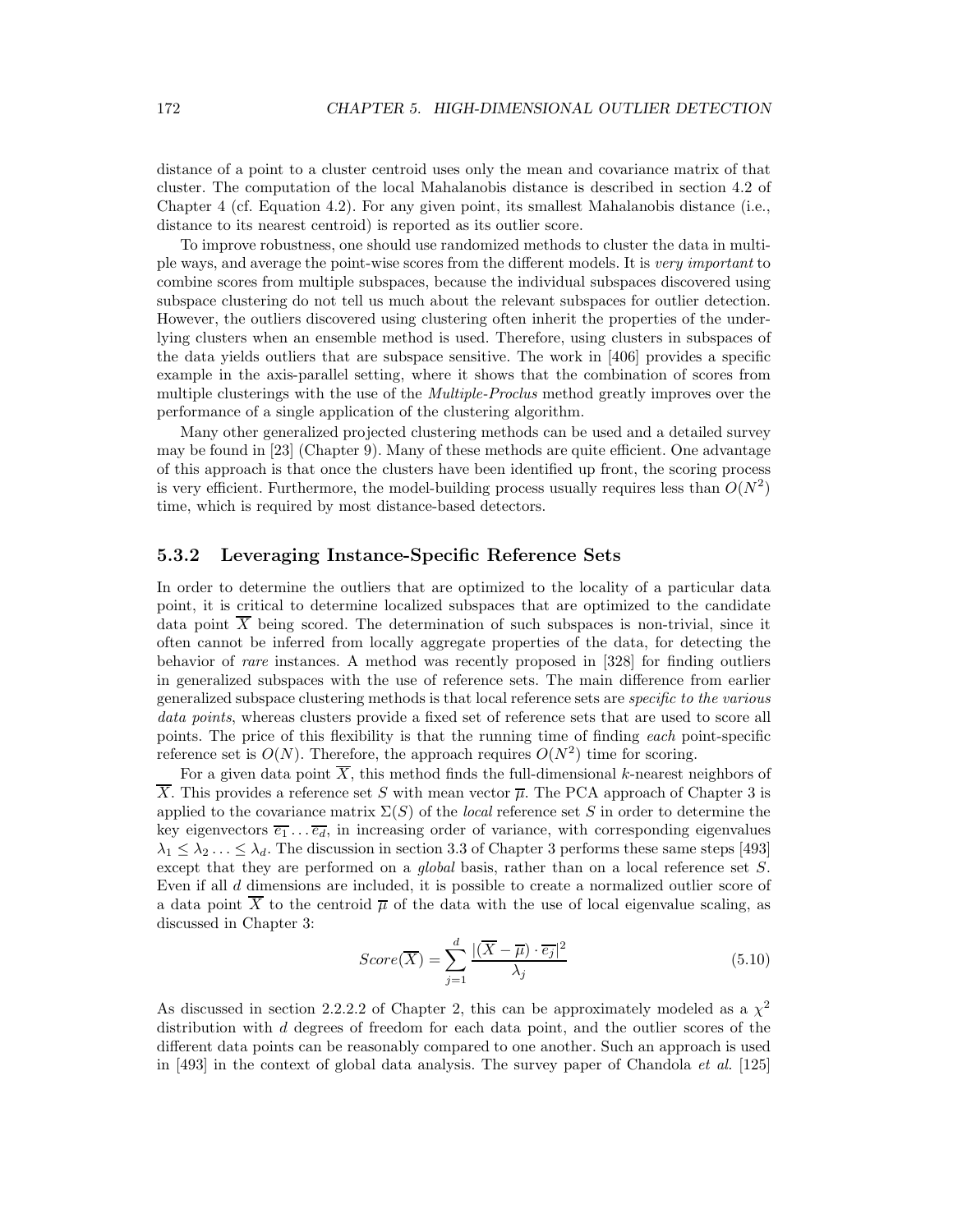distance of a point to a cluster centroid uses only the mean and covariance matrix of that cluster. The computation of the local Mahalanobis distance is described in section 4.2 of Chapter 4 (cf. Equation 4.2). For any given point, its smallest Mahalanobis distance (i.e., distance to its nearest centroid) is reported as its outlier score.

To improve robustness, one should use randomized methods to cluster the data in multiple ways, and average the point-wise scores from the different models. It is *very important* to combine scores from multiple subspaces, because the individual subspaces discovered using subspace clustering do not tell us much about the relevant subspaces for outlier detection. However, the outliers discovered using clustering often inherit the properties of the underlying clusters when an ensemble method is used. Therefore, using clusters in subspaces of the data yields outliers that are subspace sensitive. The work in [406] provides a specific example in the axis-parallel setting, where it shows that the combination of scores from multiple clusterings with the use of the *Multiple-Proclus* method greatly improves over the performance of a single application of the clustering algorithm.

Many other generalized projected clustering methods can be used and a detailed survey may be found in [23] (Chapter 9). Many of these methods are quite efficient. One advantage of this approach is that once the clusters have been identified up front, the scoring process is very efficient. Furthermore, the model-building process usually requires less than $O(N^2)$ time, which is required by most distance-based detectors.

### 5.3.2 Leveraging Instance-Specific Reference Sets

In order to determine the outliers that are optimized to the locality of a particular data point, it is critical to determine localized subspaces that are optimized to the candidate data point $\overline{X}$ being scored. The determination of such subspaces is non-trivial, since it often cannot be inferred from locally aggregate properties of the data, for detecting the behavior of *rare* instances. A method was recently proposed in [328] for finding outliers in generalized subspaces with the use of reference sets. The main difference from earlier generalized subspace clustering methods is that local reference sets are *specific to the various data points*, whereas clusters provide a fixed set of reference sets that are used to score all points. The price of this flexibility is that the running time of finding *each* point-specific reference set is $O(N)$. Therefore, the approach requires $O(N^2)$ time for scoring.

For a given data point $\overline{X}$, this method finds the full-dimensional $k$-nearest neighbors of $\overline{X}$. This provides a reference set $S$ with mean vector $\overline{\mu}$. The PCA approach of Chapter 3 is applied to the covariance matrix $\Sigma(S)$ of the *local* reference set $S$ in order to determine the key eigenvectors $\overline{e_1} \ldots \overline{e_d}$, in increasing order of variance, with corresponding eigenvalues $\lambda_1 \leq \lambda_2 \ldots \leq \lambda_d$. The discussion in section 3.3 of Chapter 3 performs these same steps [493] except that they are performed on a *global* basis, rather than on a local reference set $S$. Even if all $d$ dimensions are included, it is possible to create a normalized outlier score of a data point $\overline{X}$ to the centroid $\overline{\mu}$ of the data with the use of local eigenvalue scaling, as discussed in Chapter 3:

$$Score(\overline{X}) = \sum_{j=1}^{d} \frac{|(\overline{X} - \overline{\mu}) \cdot \overline{e_j}|^2}{\lambda_j} \tag{5.10}$$

As discussed in section 2.2.2.2 of Chapter 2, this can be approximately modeled as a $\chi^2$ distribution with $d$ degrees of freedom for each data point, and the outlier scores of the different data points can be reasonably compared to one another. Such an approach is used in [493] in the context of global data analysis. The survey paper of Chandola *et al.* [125]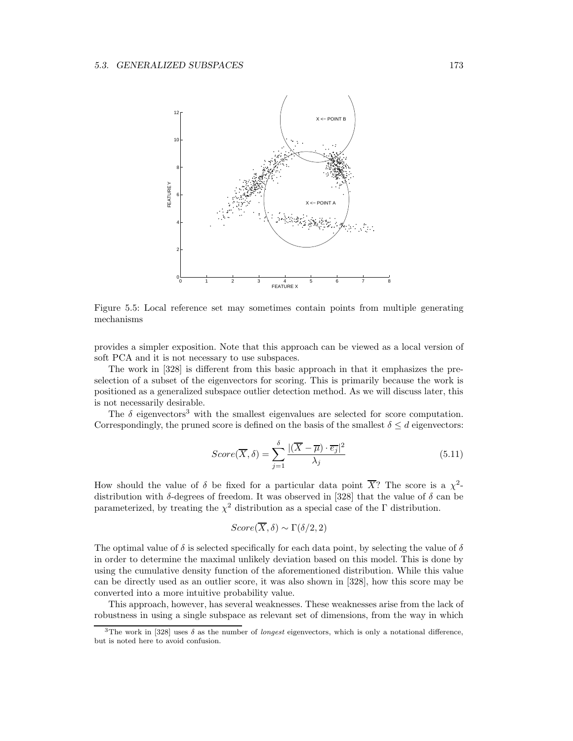Figure 5.5: Local reference set may sometimes contain points from multiple generating mechanisms

provides a simpler exposition. Note that this approach can be viewed as a local version of soft PCA and it is not necessary to use subspaces.

The work in [328] is different from this basic approach in that it emphasizes the preselection of a subset of the eigenvectors for scoring. This is primarily because the work is positioned as a generalized subspace outlier detection method. As we will discuss later, this is not necessarily desirable.

The $\delta$ eigenvectors[3] with the smallest eigenvalues are selected for score computation. Correspondingly, the pruned score is defined on the basis of the smallest $\delta \leq d$ eigenvectors:

$$Score(\overline{X}, \delta) = \sum_{j=1}^{\delta} \frac{|(\overline{X} - \overline{\mu}) \cdot \overline{e_j}|^2}{\lambda_j} \tag{5.11}$$

How should the value of $\delta$ be fixed for a particular data point $\overline{X}$? The score is a $\chi^2$-distribution with $\delta$-degrees of freedom. It was observed in [328] that the value of $\delta$ can be parameterized, by treating the $\chi^2$ distribution as a special case of the $\Gamma$ distribution.

$$Score(\overline{X}, \delta) \sim \Gamma(\delta/2, 2)$$

The optimal value of $\delta$ is selected specifically for each data point, by selecting the value of $\delta$ in order to determine the maximal unlikely deviation based on this model. This is done by using the cumulative density function of the aforementioned distribution. While this value can be directly used as an outlier score, it was also shown in [328], how this score may be converted into a more intuitive probability value.

This approach, however, has several weaknesses. These weaknesses arise from the lack of robustness in using a single subspace as relevant set of dimensions, from the way in which

[3] The work in [328] uses $\delta$ as the number of *longest* eigenvectors, which is only a notational difference, but is noted here to avoid confusion.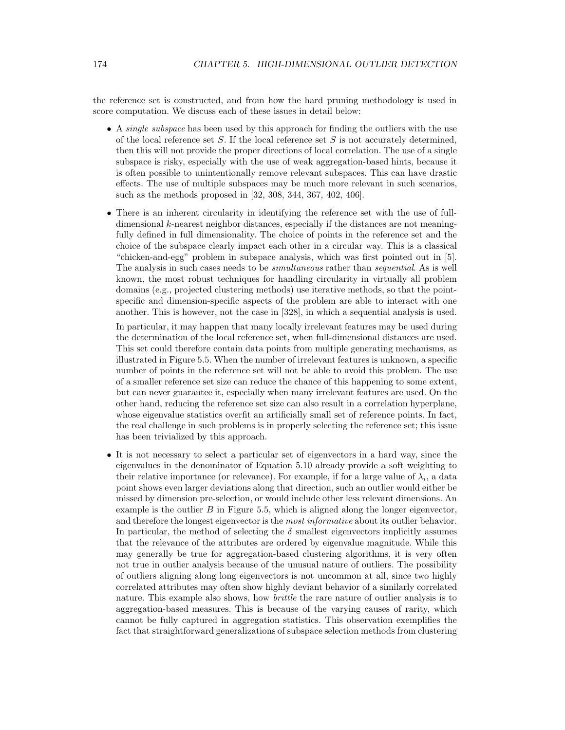the reference set is constructed, and from how the hard pruning methodology is used in score computation. We discuss each of these issues in detail below:

- A *single subspace* has been used by this approach for finding the outliers with the use of the local reference set $S$. If the local reference set $S$ is not accurately determined, then this will not provide the proper directions of local correlation. The use of a single subspace is risky, especially with the use of weak aggregation-based hints, because it is often possible to unintentionally remove relevant subspaces. This can have drastic effects. The use of multiple subspaces may be much more relevant in such scenarios, such as the methods proposed in [32, 308, 344, 367, 402, 406].

- There is an inherent circularity in identifying the reference set with the use of full-dimensional $k$-nearest neighbor distances, especially if the distances are not meaningfully defined in full dimensionality. The choice of points in the reference set and the choice of the subspace clearly impact each other in a circular way. This is a classical "chicken-and-egg" problem in subspace analysis, which was first pointed out in [5]. The analysis in such cases needs to be *simultaneous* rather than *sequential*. As is well known, the most robust techniques for handling circularity in virtually all problem domains (e.g., projected clustering methods) use iterative methods, so that the point-specific and dimension-specific aspects of the problem are able to interact with one another. This is however, not the case in [328], in which a sequential analysis is used.

  In particular, it may happen that many locally irrelevant features may be used during the determination of the local reference set, when full-dimensional distances are used. This set could therefore contain data points from multiple generating mechanisms, as illustrated in Figure 5.5. When the number of irrelevant features is unknown, a specific number of points in the reference set will not be able to avoid this problem. The use of a smaller reference set size can reduce the chance of this happening to some extent, but can never guarantee it, especially when many irrelevant features are used. On the other hand, reducing the reference set size can also result in a correlation hyperplane, whose eigenvalue statistics overfit an artificially small set of reference points. In fact, the real challenge in such problems is in properly selecting the reference set; this issue has been trivialized by this approach.

- It is not necessary to select a particular set of eigenvectors in a hard way, since the eigenvalues in the denominator of Equation 5.10 already provide a soft weighting to their relative importance (or relevance). For example, if for a large value of $\lambda_i$, a data point shows even larger deviations along that direction, such an outlier would either be missed by dimension pre-selection, or would include other less relevant dimensions. An example is the outlier $B$ in Figure 5.5, which is aligned along the longer eigenvector, and therefore the longest eigenvector is the *most informative* about its outlier behavior. In particular, the method of selecting the $\delta$ smallest eigenvectors implicitly assumes that the relevance of the attributes are ordered by eigenvalue magnitude. While this may generally be true for aggregation-based clustering algorithms, it is very often not true in outlier analysis because of the unusual nature of outliers. The possibility of outliers aligning along long eigenvectors is not uncommon at all, since two highly correlated attributes may often show highly deviant behavior of a similarly correlated nature. This example also shows, how *brittle* the rare nature of outlier analysis is to aggregation-based measures. This is because of the varying causes of rarity, which cannot be fully captured in aggregation statistics. This observation exemplifies the fact that straightforward generalizations of subspace selection methods from clustering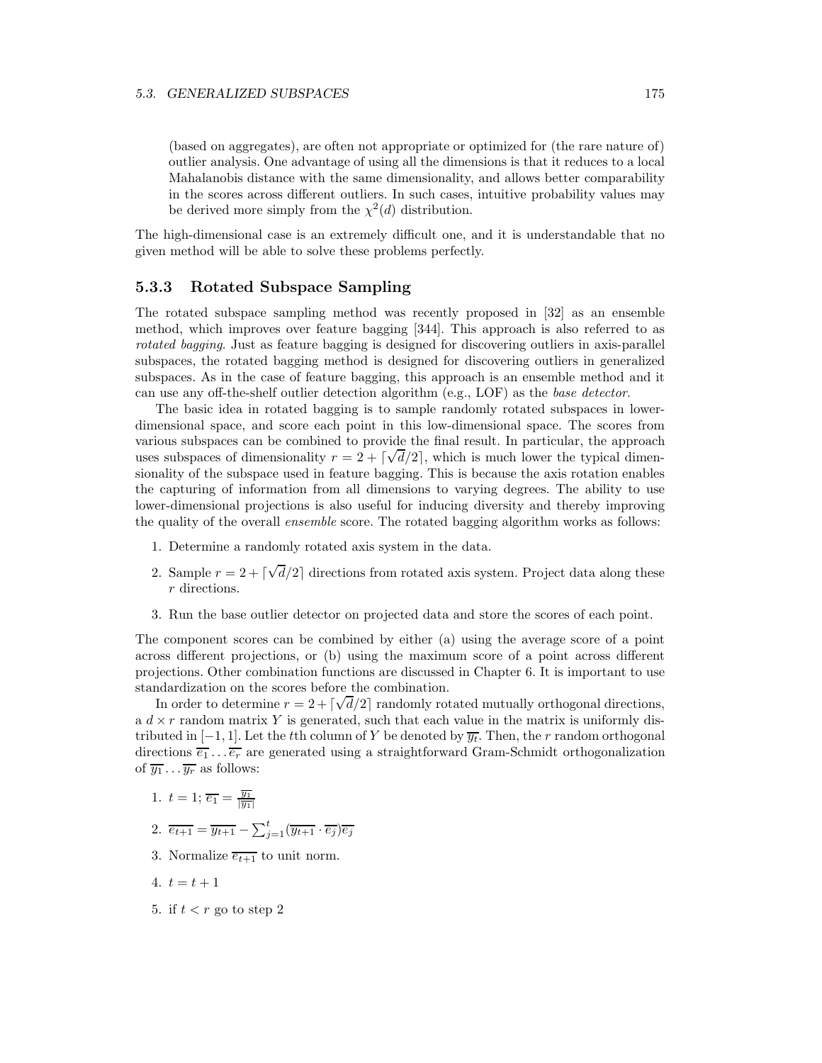(based on aggregates), are often not appropriate or optimized for (the rare nature of) outlier analysis. One advantage of using all the dimensions is that it reduces to a local Mahalanobis distance with the same dimensionality, and allows better comparability in the scores across different outliers. In such cases, intuitive probability values may be derived more simply from the $\chi^2(d)$ distribution.

The high-dimensional case is an extremely difficult one, and it is understandable that no given method will be able to solve these problems perfectly.

### 5.3.3 Rotated Subspace Sampling

The rotated subspace sampling method was recently proposed in [32] as an ensemble method, which improves over feature bagging [344]. This approach is also referred to as *rotated bagging*. Just as feature bagging is designed for discovering outliers in axis-parallel subspaces, the rotated bagging method is designed for discovering outliers in generalized subspaces. As in the case of feature bagging, this approach is an ensemble method and it can use any off-the-shelf outlier detection algorithm (e.g., LOF) as the *base detector*.

The basic idea in rotated bagging is to sample randomly rotated subspaces in lower-dimensional space, and score each point in this low-dimensional space. The scores from various subspaces can be combined to provide the final result. In particular, the approach uses subspaces of dimensionality $r = 2 + \lceil \sqrt{d}/2 \rceil$, which is much lower the typical dimensionality of the subspace used in feature bagging. This is because the axis rotation enables the capturing of information from all dimensions to varying degrees. The ability to use lower-dimensional projections is also useful for inducing diversity and thereby improving the quality of the overall *ensemble* score. The rotated bagging algorithm works as follows:

1. Determine a randomly rotated axis system in the data.
2. Sample $r = 2 + \lceil \sqrt{d}/2 \rceil$ directions from rotated axis system. Project data along these $r$ directions.
3. Run the base outlier detector on projected data and store the scores of each point.

The component scores can be combined by either (a) using the average score of a point across different projections, or (b) using the maximum score of a point across different projections. Other combination functions are discussed in Chapter 6. It is important to use standardization on the scores before the combination.

In order to determine $r = 2 + \lceil \sqrt{d}/2 \rceil$ randomly rotated mutually orthogonal directions, a $d \times r$ random matrix $Y$ is generated, such that each value in the matrix is uniformly distributed in $[-1, 1]$. Let the $t$th column of $Y$ be denoted by $\overline{y_t}$. Then, the $r$ random orthogonal directions $\overline{e_1} \ldots \overline{e_r}$ are generated using a straightforward Gram-Schmidt orthogonalization of $\overline{y_1} \ldots \overline{y_r}$ as follows:

1. $t = 1$; $\overline{e_1} = \frac{\overline{y_1}}{|\overline{y_1}|}$
2. $\overline{e_{t+1}} = \overline{y_{t+1}} - \sum_{j=1}^{t} (\overline{y_{t+1}} \cdot \overline{e_j}) \overline{e_j}$
3. Normalize $\overline{e_{t+1}}$ to unit norm.
4. $t = t + 1$
5. if $t < r$ go to step 2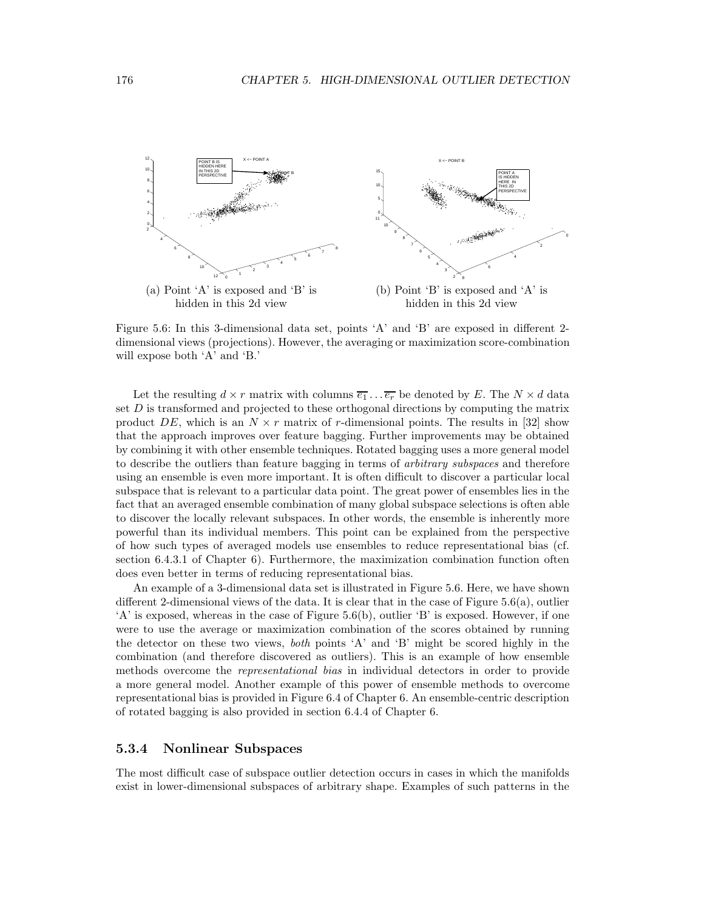(a) Point 'A' is exposed and 'B' is hidden in this 2d view

(b) Point 'B' is exposed and 'A' is hidden in this 2d view

Figure 5.6: In this 3-dimensional data set, points 'A' and 'B' are exposed in different 2-dimensional views (projections). However, the averaging or maximization score-combination will expose both 'A' and 'B.'

Let the resulting $d \times r$ matrix with columns $\overline{e_1} \ldots \overline{e_r}$ be denoted by $E$. The $N \times d$ data set $D$ is transformed and projected to these orthogonal directions by computing the matrix product $DE$, which is an $N \times r$ matrix of $r$-dimensional points. The results in [32] show that the approach improves over feature bagging. Further improvements may be obtained by combining it with other ensemble techniques. Rotated bagging uses a more general model to describe the outliers than feature bagging in terms of *arbitrary subspaces* and therefore using an ensemble is even more important. It is often difficult to discover a particular local subspace that is relevant to a particular data point. The great power of ensembles lies in the fact that an averaged ensemble combination of many global subspace selections is often able to discover the locally relevant subspaces. In other words, the ensemble is inherently more powerful than its individual members. This point can be explained from the perspective of how such types of averaged models use ensembles to reduce representational bias (cf. section 6.4.3.1 of Chapter 6). Furthermore, the maximization combination function often does even better in terms of reducing representational bias.

An example of a 3-dimensional data set is illustrated in Figure 5.6. Here, we have shown different 2-dimensional views of the data. It is clear that in the case of Figure 5.6(a), outlier 'A' is exposed, whereas in the case of Figure 5.6(b), outlier 'B' is exposed. However, if one were to use the average or maximization combination of the scores obtained by running the detector on these two views, *both* points 'A' and 'B' might be scored highly in the combination (and therefore discovered as outliers). This is an example of how ensemble methods overcome the *representational bias* in individual detectors in order to provide a more general model. Another example of this power of ensemble methods to overcome representational bias is provided in Figure 6.4 of Chapter 6. An ensemble-centric description of rotated bagging is also provided in section 6.4.4 of Chapter 6.

### 5.3.4 Nonlinear Subspaces

The most difficult case of subspace outlier detection occurs in cases in which the manifolds exist in lower-dimensional subspaces of arbitrary shape. Examples of such patterns in the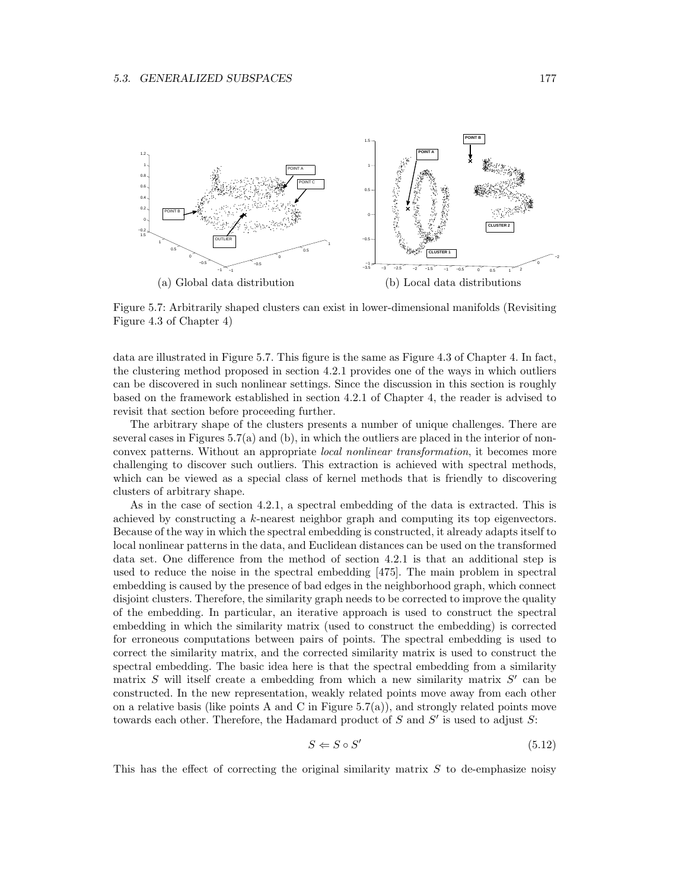(a) Global data distribution

(b) Local data distributions

Figure 5.7: Arbitrarily shaped clusters can exist in lower-dimensional manifolds (Revisiting Figure 4.3 of Chapter 4)

data are illustrated in Figure 5.7. This figure is the same as Figure 4.3 of Chapter 4. In fact, the clustering method proposed in section 4.2.1 provides one of the ways in which outliers can be discovered in such nonlinear settings. Since the discussion in this section is roughly based on the framework established in section 4.2.1 of Chapter 4, the reader is advised to revisit that section before proceeding further.

The arbitrary shape of the clusters presents a number of unique challenges. There are several cases in Figures 5.7(a) and (b), in which the outliers are placed in the interior of non-convex patterns. Without an appropriate *local nonlinear transformation*, it becomes more challenging to discover such outliers. This extraction is achieved with spectral methods, which can be viewed as a special class of kernel methods that is friendly to discovering clusters of arbitrary shape.

As in the case of section 4.2.1, a spectral embedding of the data is extracted. This is achieved by constructing a $k$-nearest neighbor graph and computing its top eigenvectors. Because of the way in which the spectral embedding is constructed, it already adapts itself to local nonlinear patterns in the data, and Euclidean distances can be used on the transformed data set. One difference from the method of section 4.2.1 is that an additional step is used to reduce the noise in the spectral embedding [475]. The main problem in spectral embedding is caused by the presence of bad edges in the neighborhood graph, which connect disjoint clusters. Therefore, the similarity graph needs to be corrected to improve the quality of the embedding. In particular, an iterative approach is used to construct the spectral embedding in which the similarity matrix (used to construct the embedding) is corrected for erroneous computations between pairs of points. The spectral embedding is used to correct the similarity matrix, and the corrected similarity matrix is used to construct the spectral embedding. The basic idea here is that the spectral embedding from a similarity matrix $S$ will itself create a embedding from which a new similarity matrix $S'$ can be constructed. In the new representation, weakly related points move away from each other on a relative basis (like points A and C in Figure 5.7(a)), and strongly related points move towards each other. Therefore, the Hadamard product of $S$ and $S'$ is used to adjust $S$:

$$S \Leftarrow S \circ S' \tag{5.12}$$

This has the effect of correcting the original similarity matrix $S$ to de-emphasize noisy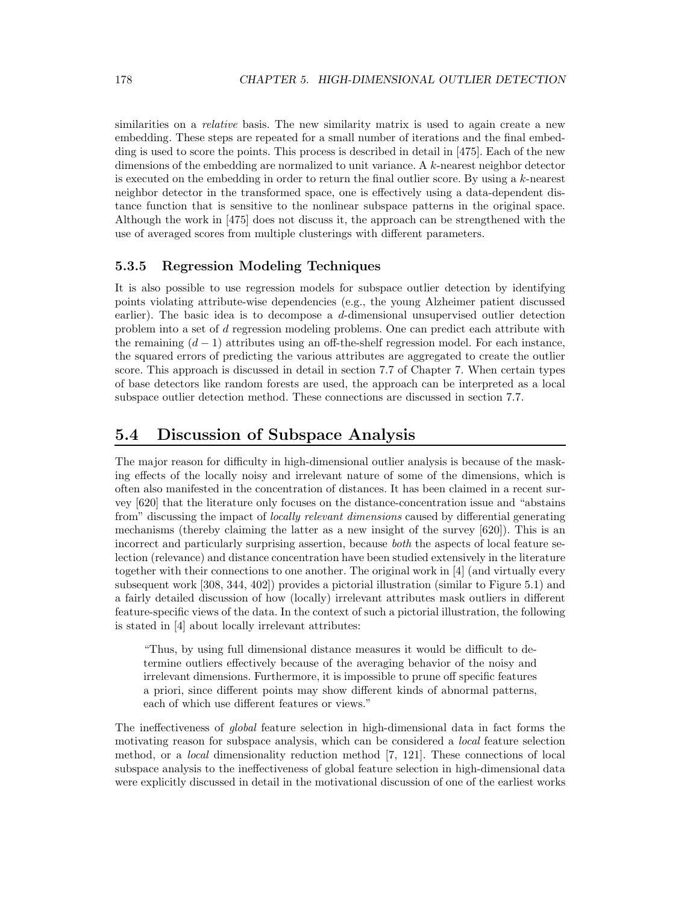similarities on a *relative* basis. The new similarity matrix is used to again create a new embedding. These steps are repeated for a small number of iterations and the final embedding is used to score the points. This process is described in detail in [475]. Each of the new dimensions of the embedding are normalized to unit variance. A $k$-nearest neighbor detector is executed on the embedding in order to return the final outlier score. By using a $k$-nearest neighbor detector in the transformed space, one is effectively using a data-dependent distance function that is sensitive to the nonlinear subspace patterns in the original space. Although the work in [475] does not discuss it, the approach can be strengthened with the use of averaged scores from multiple clusterings with different parameters.

### 5.3.5 Regression Modeling Techniques

It is also possible to use regression models for subspace outlier detection by identifying points violating attribute-wise dependencies (e.g., the young Alzheimer patient discussed earlier). The basic idea is to decompose a $d$-dimensional unsupervised outlier detection problem into a set of $d$ regression modeling problems. One can predict each attribute with the remaining $(d-1)$ attributes using an off-the-shelf regression model. For each instance, the squared errors of predicting the various attributes are aggregated to create the outlier score. This approach is discussed in detail in section 7.7 of Chapter 7. When certain types of base detectors like random forests are used, the approach can be interpreted as a local subspace outlier detection method. These connections are discussed in section 7.7.

## 5.4 Discussion of Subspace Analysis

The major reason for difficulty in high-dimensional outlier analysis is because of the masking effects of the locally noisy and irrelevant nature of some of the dimensions, which is often also manifested in the concentration of distances. It has been claimed in a recent survey [620] that the literature only focuses on the distance-concentration issue and "abstains from" discussing the impact of *locally relevant dimensions* caused by differential generating mechanisms (thereby claiming the latter as a new insight of the survey [620]). This is an incorrect and particularly surprising assertion, because *both* the aspects of local feature selection (relevance) and distance concentration have been studied extensively in the literature together with their connections to one another. The original work in [4] (and virtually every subsequent work [308, 344, 402]) provides a pictorial illustration (similar to Figure 5.1) and a fairly detailed discussion of how (locally) irrelevant attributes mask outliers in different feature-specific views of the data. In the context of such a pictorial illustration, the following is stated in [4] about locally irrelevant attributes:

> "Thus, by using full dimensional distance measures it would be difficult to determine outliers effectively because of the averaging behavior of the noisy and irrelevant dimensions. Furthermore, it is impossible to prune off specific features a priori, since different points may show different kinds of abnormal patterns, each of which use different features or views."

The ineffectiveness of *global* feature selection in high-dimensional data in fact forms the motivating reason for subspace analysis, which can be considered a *local* feature selection method, or a *local* dimensionality reduction method [7, 121]. These connections of local subspace analysis to the ineffectiveness of global feature selection in high-dimensional data were explicitly discussed in detail in the motivational discussion of one of the earliest works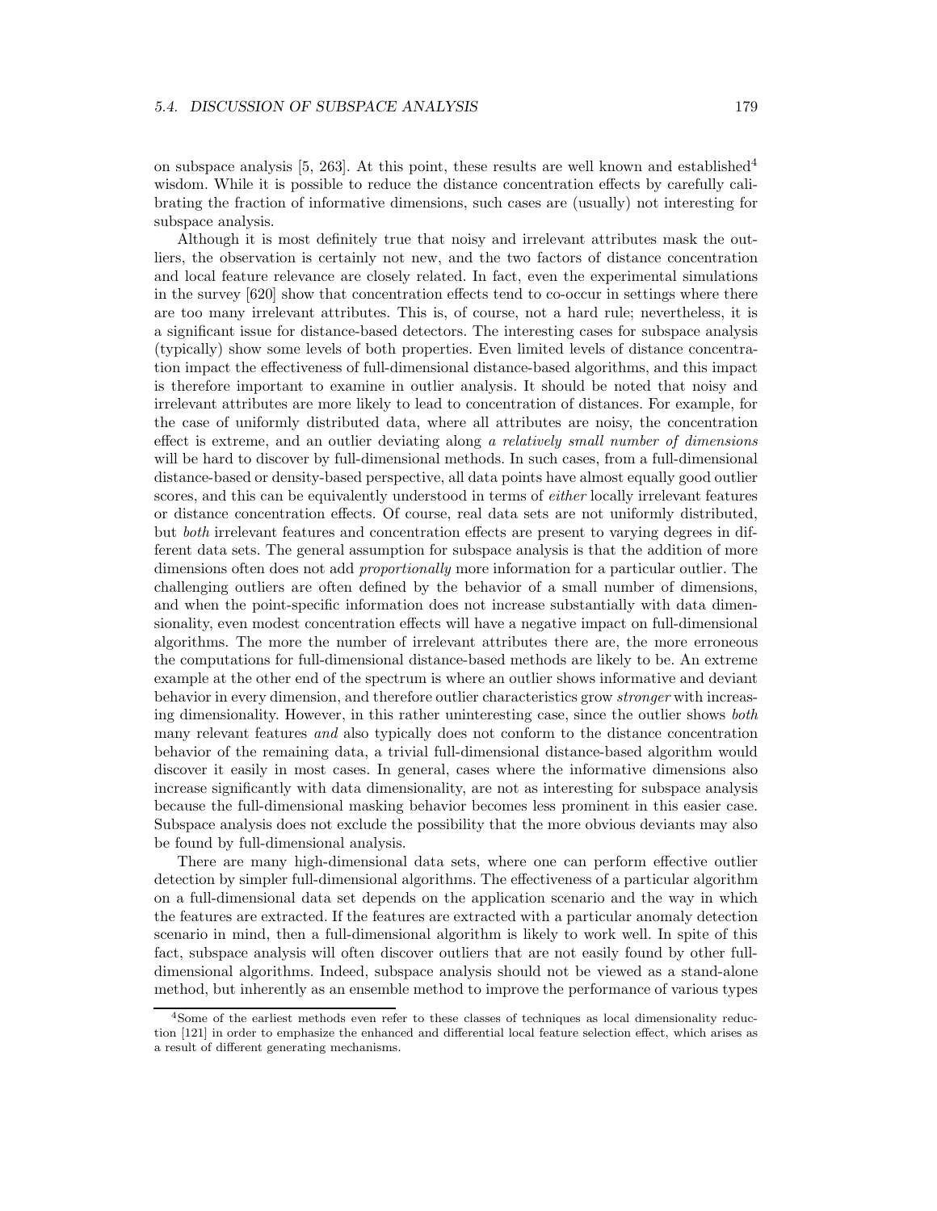on subspace analysis [5, 263]. At this point, these results are well known and established[4] wisdom. While it is possible to reduce the distance concentration effects by carefully calibrating the fraction of informative dimensions, such cases are (usually) not interesting for subspace analysis.

Although it is most definitely true that noisy and irrelevant attributes mask the outliers, the observation is certainly not new, and the two factors of distance concentration and local feature relevance are closely related. In fact, even the experimental simulations in the survey [620] show that concentration effects tend to co-occur in settings where there are too many irrelevant attributes. This is, of course, not a hard rule; nevertheless, it is a significant issue for distance-based detectors. The interesting cases for subspace analysis (typically) show some levels of both properties. Even limited levels of distance concentration impact the effectiveness of full-dimensional distance-based algorithms, and this impact is therefore important to examine in outlier analysis. It should be noted that noisy and irrelevant attributes are more likely to lead to concentration of distances. For example, for the case of uniformly distributed data, where all attributes are noisy, the concentration effect is extreme, and an outlier deviating along *a relatively small number of dimensions* will be hard to discover by full-dimensional methods. In such cases, from a full-dimensional distance-based or density-based perspective, all data points have almost equally good outlier scores, and this can be equivalently understood in terms of *either* locally irrelevant features or distance concentration effects. Of course, real data sets are not uniformly distributed, but *both* irrelevant features and concentration effects are present to varying degrees in different data sets. The general assumption for subspace analysis is that the addition of more dimensions often does not add *proportionally* more information for a particular outlier. The challenging outliers are often defined by the behavior of a small number of dimensions, and when the point-specific information does not increase substantially with data dimensionality, even modest concentration effects will have a negative impact on full-dimensional algorithms. The more the number of irrelevant attributes there are, the more erroneous the computations for full-dimensional distance-based methods are likely to be. An extreme example at the other end of the spectrum is where an outlier shows informative and deviant behavior in every dimension, and therefore outlier characteristics grow *stronger* with increasing dimensionality. However, in this rather uninteresting case, since the outlier shows *both* many relevant features *and* also typically does not conform to the distance concentration behavior of the remaining data, a trivial full-dimensional distance-based algorithm would discover it easily in most cases. In general, cases where the informative dimensions also increase significantly with data dimensionality, are not as interesting for subspace analysis because the full-dimensional masking behavior becomes less prominent in this easier case. Subspace analysis does not exclude the possibility that the more obvious deviants may also be found by full-dimensional analysis.

There are many high-dimensional data sets, where one can perform effective outlier detection by simpler full-dimensional algorithms. The effectiveness of a particular algorithm on a full-dimensional data set depends on the application scenario and the way in which the features are extracted. If the features are extracted with a particular anomaly detection scenario in mind, then a full-dimensional algorithm is likely to work well. In spite of this fact, subspace analysis will often discover outliers that are not easily found by other full-dimensional algorithms. Indeed, subspace analysis should not be viewed as a stand-alone method, but inherently as an ensemble method to improve the performance of various types

[4] Some of the earliest methods even refer to these classes of techniques as local dimensionality reduction [121] in order to emphasize the enhanced and differential local feature selection effect, which arises as a result of different generating mechanisms.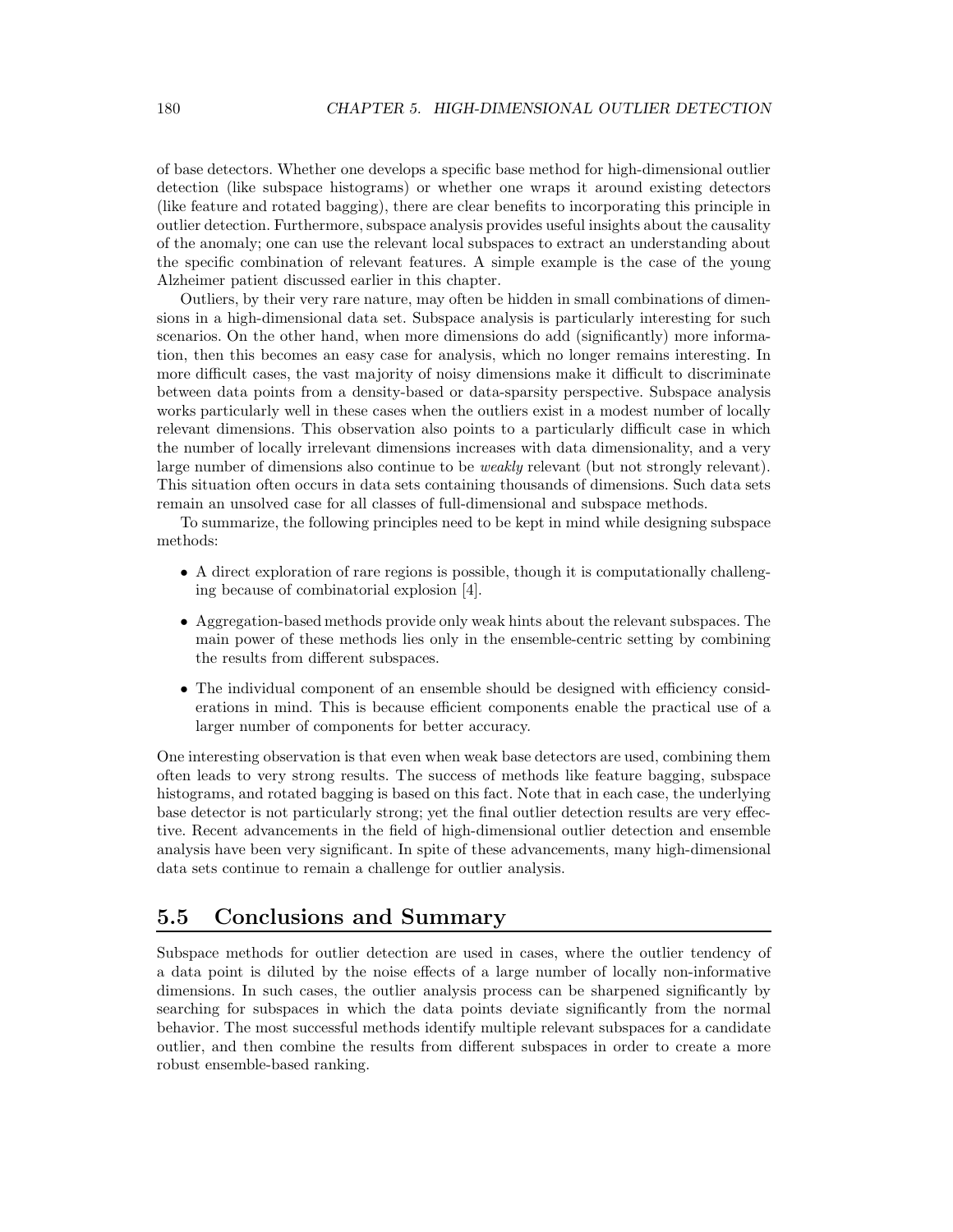of base detectors. Whether one develops a specific base method for high-dimensional outlier detection (like subspace histograms) or whether one wraps it around existing detectors (like feature and rotated bagging), there are clear benefits to incorporating this principle in outlier detection. Furthermore, subspace analysis provides useful insights about the causality of the anomaly; one can use the relevant local subspaces to extract an understanding about the specific combination of relevant features. A simple example is the case of the young Alzheimer patient discussed earlier in this chapter.

Outliers, by their very rare nature, may often be hidden in small combinations of dimensions in a high-dimensional data set. Subspace analysis is particularly interesting for such scenarios. On the other hand, when more dimensions do add (significantly) more information, then this becomes an easy case for analysis, which no longer remains interesting. In more difficult cases, the vast majority of noisy dimensions make it difficult to discriminate between data points from a density-based or data-sparsity perspective. Subspace analysis works particularly well in these cases when the outliers exist in a modest number of locally relevant dimensions. This observation also points to a particularly difficult case in which the number of locally irrelevant dimensions increases with data dimensionality, and a very large number of dimensions also continue to be *weakly* relevant (but not strongly relevant). This situation often occurs in data sets containing thousands of dimensions. Such data sets remain an unsolved case for all classes of full-dimensional and subspace methods.

To summarize, the following principles need to be kept in mind while designing subspace methods:

- A direct exploration of rare regions is possible, though it is computationally challenging because of combinatorial explosion [4].
- Aggregation-based methods provide only weak hints about the relevant subspaces. The main power of these methods lies only in the ensemble-centric setting by combining the results from different subspaces.
- The individual component of an ensemble should be designed with efficiency considerations in mind. This is because efficient components enable the practical use of a larger number of components for better accuracy.

One interesting observation is that even when weak base detectors are used, combining them often leads to very strong results. The success of methods like feature bagging, subspace histograms, and rotated bagging is based on this fact. Note that in each case, the underlying base detector is not particularly strong; yet the final outlier detection results are very effective. Recent advancements in the field of high-dimensional outlier detection and ensemble analysis have been very significant. In spite of these advancements, many high-dimensional data sets continue to remain a challenge for outlier analysis.

## 5.5 Conclusions and Summary

Subspace methods for outlier detection are used in cases, where the outlier tendency of a data point is diluted by the noise effects of a large number of locally non-informative dimensions. In such cases, the outlier analysis process can be sharpened significantly by searching for subspaces in which the data points deviate significantly from the normal behavior. The most successful methods identify multiple relevant subspaces for a candidate outlier, and then combine the results from different subspaces in order to create a more robust ensemble-based ranking.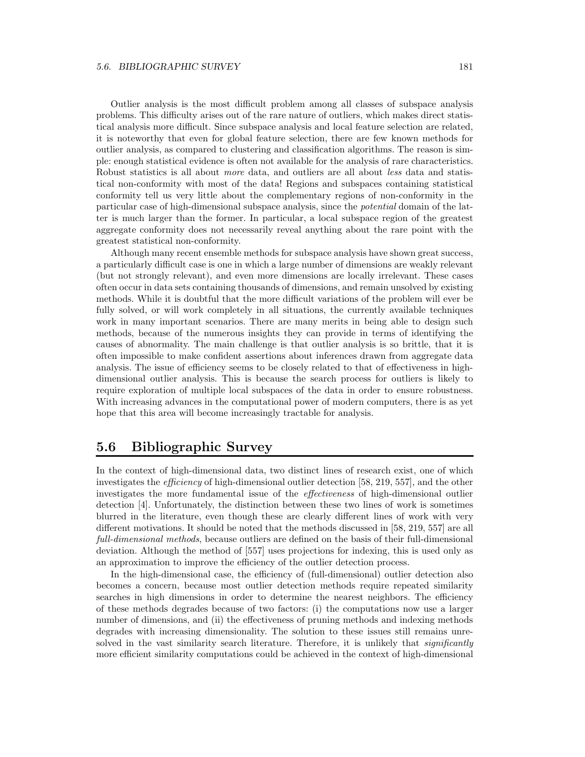Outlier analysis is the most difficult problem among all classes of subspace analysis problems. This difficulty arises out of the rare nature of outliers, which makes direct statistical analysis more difficult. Since subspace analysis and local feature selection are related, it is noteworthy that even for global feature selection, there are few known methods for outlier analysis, as compared to clustering and classification algorithms. The reason is simple: enough statistical evidence is often not available for the analysis of rare characteristics. Robust statistics is all about *more* data, and outliers are all about *less* data and statistical non-conformity with most of the data! Regions and subspaces containing statistical conformity tell us very little about the complementary regions of non-conformity in the particular case of high-dimensional subspace analysis, since the *potential* domain of the latter is much larger than the former. In particular, a local subspace region of the greatest aggregate conformity does not necessarily reveal anything about the rare point with the greatest statistical non-conformity.

Although many recent ensemble methods for subspace analysis have shown great success, a particularly difficult case is one in which a large number of dimensions are weakly relevant (but not strongly relevant), and even more dimensions are locally irrelevant. These cases often occur in data sets containing thousands of dimensions, and remain unsolved by existing methods. While it is doubtful that the more difficult variations of the problem will ever be fully solved, or will work completely in all situations, the currently available techniques work in many important scenarios. There are many merits in being able to design such methods, because of the numerous insights they can provide in terms of identifying the causes of abnormality. The main challenge is that outlier analysis is so brittle, that it is often impossible to make confident assertions about inferences drawn from aggregate data analysis. The issue of efficiency seems to be closely related to that of effectiveness in high-dimensional outlier analysis. This is because the search process for outliers is likely to require exploration of multiple local subspaces of the data in order to ensure robustness. With increasing advances in the computational power of modern computers, there is as yet hope that this area will become increasingly tractable for analysis.

## 5.6 Bibliographic Survey

In the context of high-dimensional data, two distinct lines of research exist, one of which investigates the *efficiency* of high-dimensional outlier detection [58, 219, 557], and the other investigates the more fundamental issue of the *effectiveness* of high-dimensional outlier detection [4]. Unfortunately, the distinction between these two lines of work is sometimes blurred in the literature, even though these are clearly different lines of work with very different motivations. It should be noted that the methods discussed in [58, 219, 557] are all *full-dimensional methods*, because outliers are defined on the basis of their full-dimensional deviation. Although the method of [557] uses projections for indexing, this is used only as an approximation to improve the efficiency of the outlier detection process.

In the high-dimensional case, the efficiency of (full-dimensional) outlier detection also becomes a concern, because most outlier detection methods require repeated similarity searches in high dimensions in order to determine the nearest neighbors. The efficiency of these methods degrades because of two factors: (i) the computations now use a larger number of dimensions, and (ii) the effectiveness of pruning methods and indexing methods degrades with increasing dimensionality. The solution to these issues still remains unresolved in the vast similarity search literature. Therefore, it is unlikely that *significantly* more efficient similarity computations could be achieved in the context of high-dimensional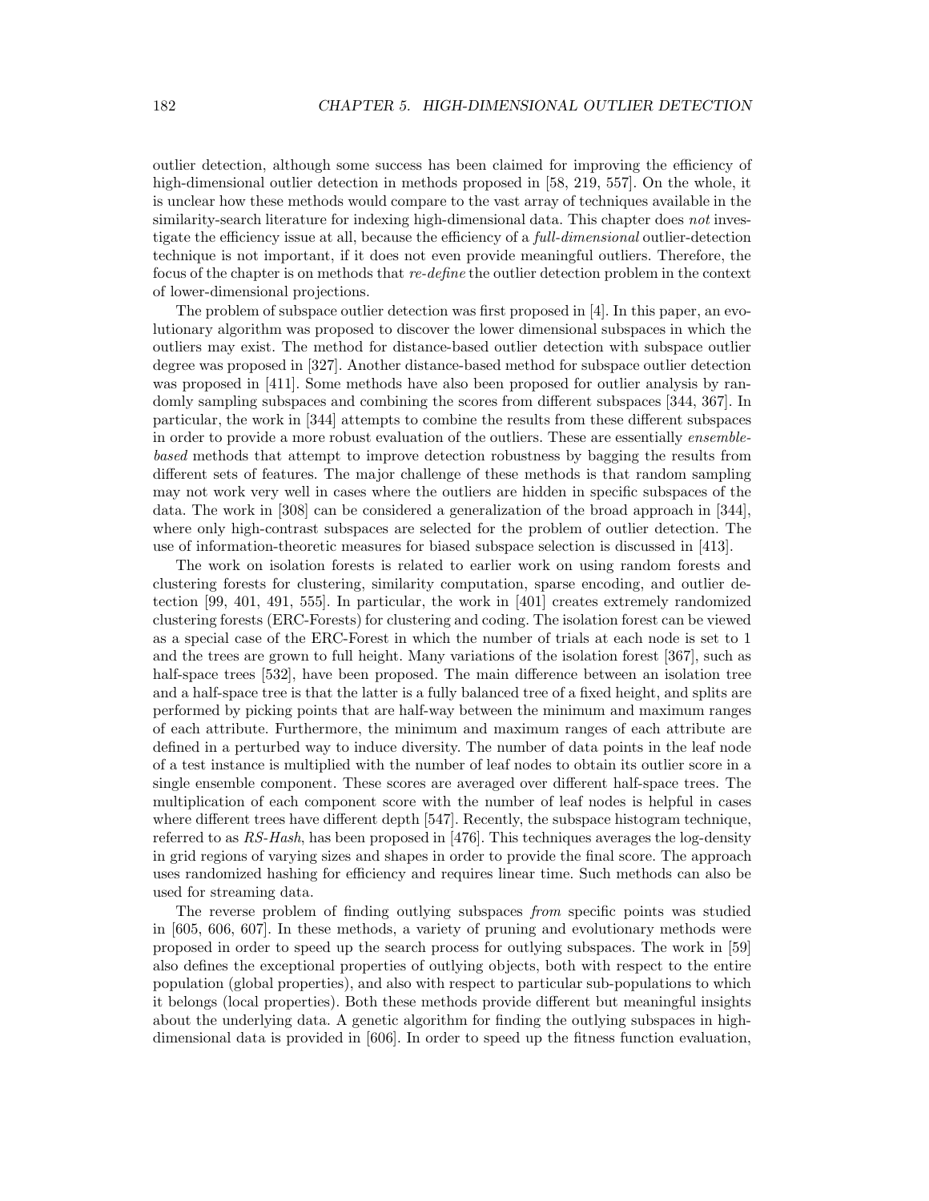outlier detection, although some success has been claimed for improving the efficiency of high-dimensional outlier detection in methods proposed in [58, 219, 557]. On the whole, it is unclear how these methods would compare to the vast array of techniques available in the similarity-search literature for indexing high-dimensional data. This chapter does *not* investigate the efficiency issue at all, because the efficiency of a *full-dimensional* outlier-detection technique is not important, if it does not even provide meaningful outliers. Therefore, the focus of the chapter is on methods that *re-define* the outlier detection problem in the context of lower-dimensional projections.

The problem of subspace outlier detection was first proposed in [4]. In this paper, an evolutionary algorithm was proposed to discover the lower dimensional subspaces in which the outliers may exist. The method for distance-based outlier detection with subspace outlier degree was proposed in [327]. Another distance-based method for subspace outlier detection was proposed in [411]. Some methods have also been proposed for outlier analysis by randomly sampling subspaces and combining the scores from different subspaces [344, 367]. In particular, the work in [344] attempts to combine the results from these different subspaces in order to provide a more robust evaluation of the outliers. These are essentially *ensemble-based* methods that attempt to improve detection robustness by bagging the results from different sets of features. The major challenge of these methods is that random sampling may not work very well in cases where the outliers are hidden in specific subspaces of the data. The work in [308] can be considered a generalization of the broad approach in [344], where only high-contrast subspaces are selected for the problem of outlier detection. The use of information-theoretic measures for biased subspace selection is discussed in [413].

The work on isolation forests is related to earlier work on using random forests and clustering forests for clustering, similarity computation, sparse encoding, and outlier detection [99, 401, 491, 555]. In particular, the work in [401] creates extremely randomized clustering forests (ERC-Forests) for clustering and coding. The isolation forest can be viewed as a special case of the ERC-Forest in which the number of trials at each node is set to 1 and the trees are grown to full height. Many variations of the isolation forest [367], such as half-space trees [532], have been proposed. The main difference between an isolation tree and a half-space tree is that the latter is a fully balanced tree of a fixed height, and splits are performed by picking points that are half-way between the minimum and maximum ranges of each attribute. Furthermore, the minimum and maximum ranges of each attribute are defined in a perturbed way to induce diversity. The number of data points in the leaf node of a test instance is multiplied with the number of leaf nodes to obtain its outlier score in a single ensemble component. These scores are averaged over different half-space trees. The multiplication of each component score with the number of leaf nodes is helpful in cases where different trees have different depth [547]. Recently, the subspace histogram technique, referred to as *RS-Hash*, has been proposed in [476]. This techniques averages the log-density in grid regions of varying sizes and shapes in order to provide the final score. The approach uses randomized hashing for efficiency and requires linear time. Such methods can also be used for streaming data.

The reverse problem of finding outlying subspaces *from* specific points was studied in [605, 606, 607]. In these methods, a variety of pruning and evolutionary methods were proposed in order to speed up the search process for outlying subspaces. The work in [59] also defines the exceptional properties of outlying objects, both with respect to the entire population (global properties), and also with respect to particular sub-populations to which it belongs (local properties). Both these methods provide different but meaningful insights about the underlying data. A genetic algorithm for finding the outlying subspaces in high-dimensional data is provided in [606]. In order to speed up the fitness function evaluation,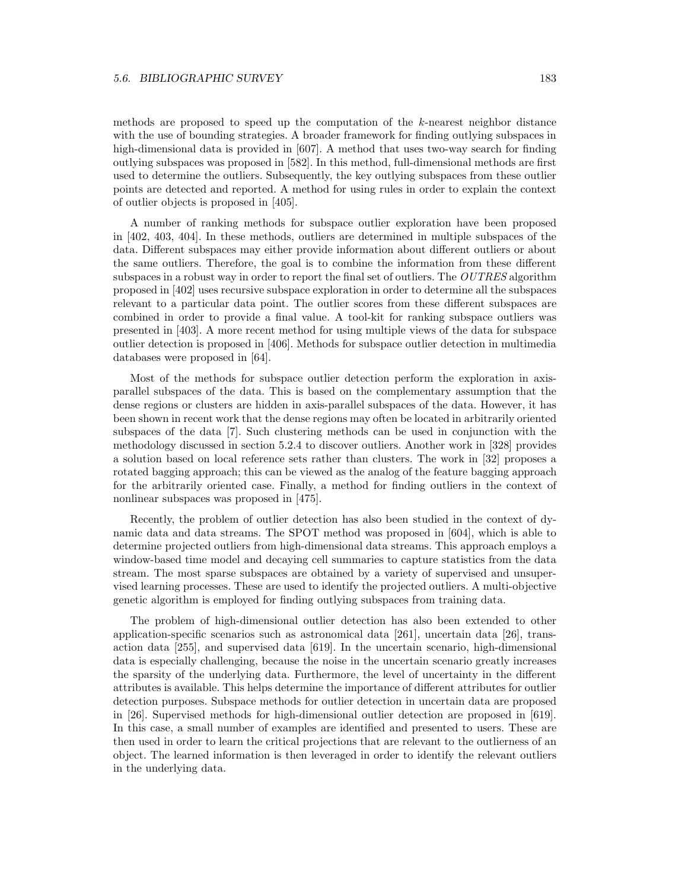methods are proposed to speed up the computation of the $k$-nearest neighbor distance with the use of bounding strategies. A broader framework for finding outlying subspaces in high-dimensional data is provided in [607]. A method that uses two-way search for finding outlying subspaces was proposed in [582]. In this method, full-dimensional methods are first used to determine the outliers. Subsequently, the key outlying subspaces from these outlier points are detected and reported. A method for using rules in order to explain the context of outlier objects is proposed in [405].

A number of ranking methods for subspace outlier exploration have been proposed in [402, 403, 404]. In these methods, outliers are determined in multiple subspaces of the data. Different subspaces may either provide information about different outliers or about the same outliers. Therefore, the goal is to combine the information from these different subspaces in a robust way in order to report the final set of outliers. The *OUTRES* algorithm proposed in [402] uses recursive subspace exploration in order to determine all the subspaces relevant to a particular data point. The outlier scores from these different subspaces are combined in order to provide a final value. A tool-kit for ranking subspace outliers was presented in [403]. A more recent method for using multiple views of the data for subspace outlier detection is proposed in [406]. Methods for subspace outlier detection in multimedia databases were proposed in [64].

Most of the methods for subspace outlier detection perform the exploration in axis-parallel subspaces of the data. This is based on the complementary assumption that the dense regions or clusters are hidden in axis-parallel subspaces of the data. However, it has been shown in recent work that the dense regions may often be located in arbitrarily oriented subspaces of the data [7]. Such clustering methods can be used in conjunction with the methodology discussed in section 5.2.4 to discover outliers. Another work in [328] provides a solution based on local reference sets rather than clusters. The work in [32] proposes a rotated bagging approach; this can be viewed as the analog of the feature bagging approach for the arbitrarily oriented case. Finally, a method for finding outliers in the context of nonlinear subspaces was proposed in [475].

Recently, the problem of outlier detection has also been studied in the context of dynamic data and data streams. The SPOT method was proposed in [604], which is able to determine projected outliers from high-dimensional data streams. This approach employs a window-based time model and decaying cell summaries to capture statistics from the data stream. The most sparse subspaces are obtained by a variety of supervised and unsupervised learning processes. These are used to identify the projected outliers. A multi-objective genetic algorithm is employed for finding outlying subspaces from training data.

The problem of high-dimensional outlier detection has also been extended to other application-specific scenarios such as astronomical data [261], uncertain data [26], transaction data [255], and supervised data [619]. In the uncertain scenario, high-dimensional data is especially challenging, because the noise in the uncertain scenario greatly increases the sparsity of the underlying data. Furthermore, the level of uncertainty in the different attributes is available. This helps determine the importance of different attributes for outlier detection purposes. Subspace methods for outlier detection in uncertain data are proposed in [26]. Supervised methods for high-dimensional outlier detection are proposed in [619]. In this case, a small number of examples are identified and presented to users. These are then used in order to learn the critical projections that are relevant to the outlierness of an object. The learned information is then leveraged in order to identify the relevant outliers in the underlying data.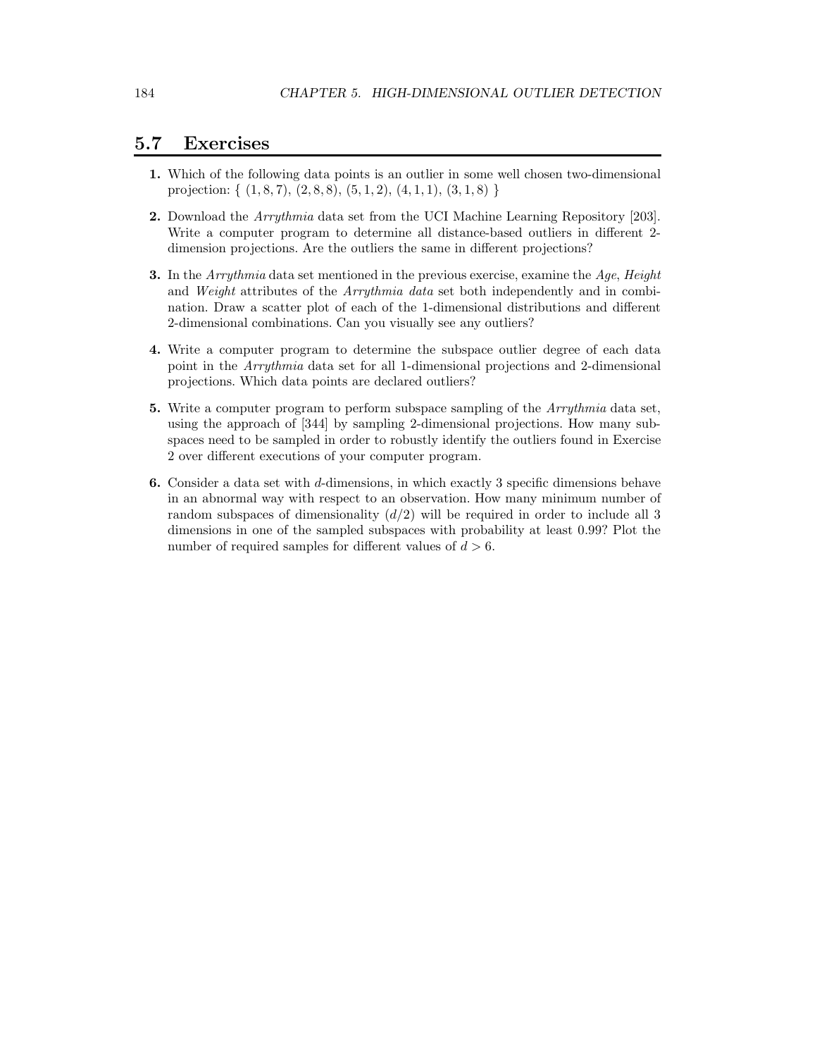## 5.7 Exercises

1. Which of the following data points is an outlier in some well chosen two-dimensional projection: { (1, 8, 7), (2, 8, 8), (5, 1, 2), (4, 1, 1), (3, 1, 8) }

2. Download the *Arrythmia* data set from the UCI Machine Learning Repository [203]. Write a computer program to determine all distance-based outliers in different 2-dimension projections. Are the outliers the same in different projections?

3. In the *Arrythmia* data set mentioned in the previous exercise, examine the *Age*, *Height* and *Weight* attributes of the *Arrythmia data* set both independently and in combination. Draw a scatter plot of each of the 1-dimensional distributions and different 2-dimensional combinations. Can you visually see any outliers?

4. Write a computer program to determine the subspace outlier degree of each data point in the *Arrythmia* data set for all 1-dimensional projections and 2-dimensional projections. Which data points are declared outliers?

5. Write a computer program to perform subspace sampling of the *Arrythmia* data set, using the approach of [344] by sampling 2-dimensional projections. How many subspaces need to be sampled in order to robustly identify the outliers found in Exercise 2 over different executions of your computer program.

6. Consider a data set with $d$-dimensions, in which exactly 3 specific dimensions behave in an abnormal way with respect to an observation. How many minimum number of random subspaces of dimensionality $(d/2)$ will be required in order to include all 3 dimensions in one of the sampled subspaces with probability at least 0.99? Plot the number of required samples for different values of $d > 6$.